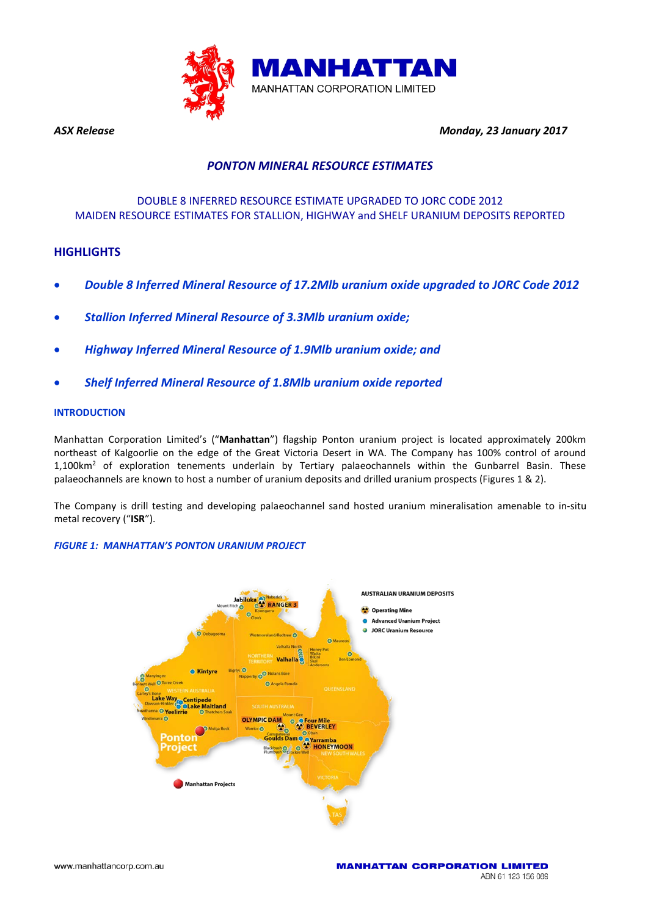# MANHATTAN

MANHATTAN CORPORATION LIMITED

*ASX Release* | *Monday, 23 January 2017*

## *PONTON MINERAL RESOURCE ESTIMATES*

DOUBLE 8 INFERRED RESOURCE ESTIMATE UPGRADED TO JORC CODE 2012
MAIDEN RESOURCE ESTIMATES FOR STALLION, HIGHWAY and SHELF URANIUM DEPOSITS REPORTED

## HIGHLIGHTS

- ***Double 8 Inferred Mineral Resource of 17.2Mlb uranium oxide upgraded to JORC Code 2012***
- ***Stallion Inferred Mineral Resource of 3.3Mlb uranium oxide;***
- ***Highway Inferred Mineral Resource of 1.9Mlb uranium oxide; and***
- ***Shelf Inferred Mineral Resource of 1.8Mlb uranium oxide reported***

### INTRODUCTION

Manhattan Corporation Limited's ("**Manhattan**") flagship Ponton uranium project is located approximately 200km northeast of Kalgoorlie on the edge of the Great Victoria Desert in WA. The Company has 100% control of around 1,100km$^2$ of exploration tenements underlain by Tertiary palaeochannels within the Gunbarrel Basin. These palaeochannels are known to host a number of uranium deposits and drilled uranium prospects (Figures 1 & 2).

The Company is drill testing and developing palaeochannel sand hosted uranium mineralisation amenable to in-situ metal recovery ("**ISR**").

***FIGURE 1: MANHATTAN'S PONTON URANIUM PROJECT***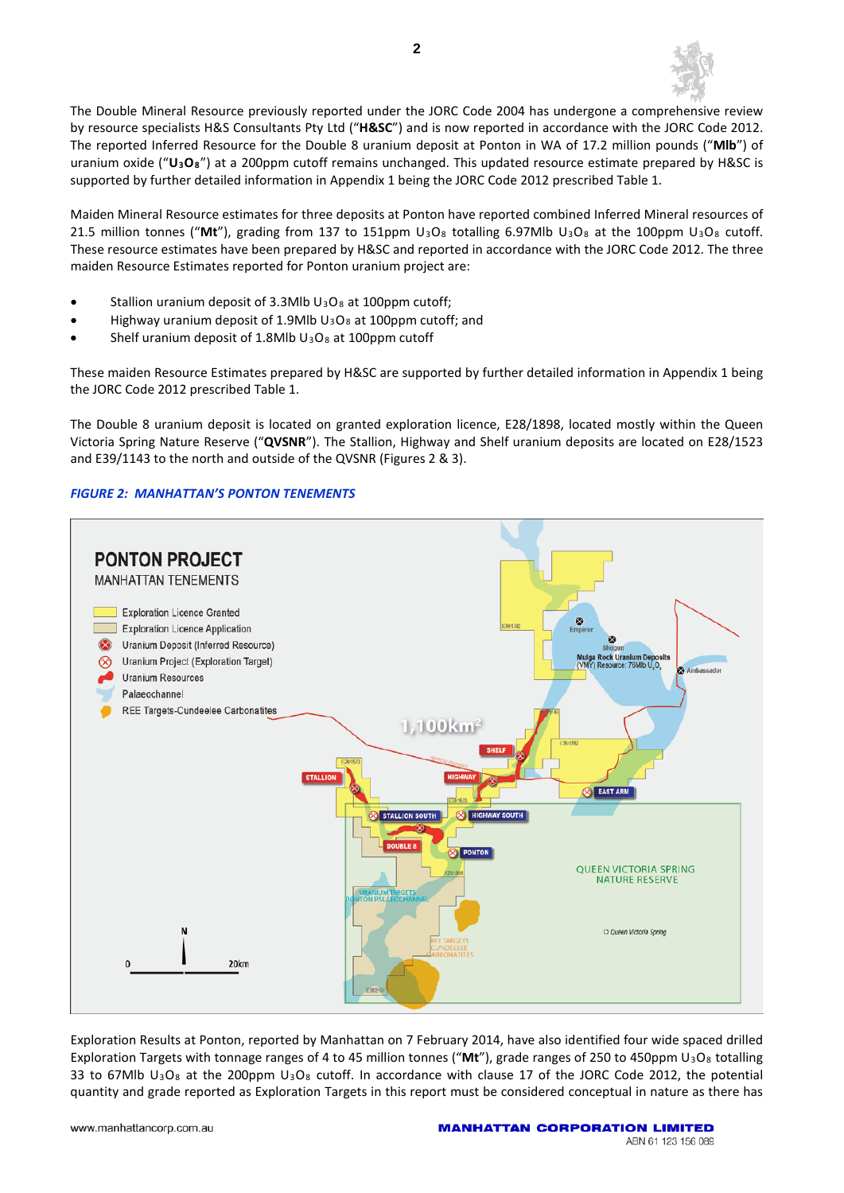The Double Mineral Resource previously reported under the JORC Code 2004 has undergone a comprehensive review by resource specialists H&S Consultants Pty Ltd ("**H&SC**") and is now reported in accordance with the JORC Code 2012. The reported Inferred Resource for the Double 8 uranium deposit at Ponton in WA of 17.2 million pounds ("**Mlb**") of uranium oxide ("$\mathbf{U_3O_8}$") at a 200ppm cutoff remains unchanged. This updated resource estimate prepared by H&SC is supported by further detailed information in Appendix 1 being the JORC Code 2012 prescribed Table 1.

Maiden Mineral Resource estimates for three deposits at Ponton have reported combined Inferred Mineral resources of 21.5 million tonnes ("**Mt**"), grading from 137 to 151ppm $U_3O_8$ totalling 6.97Mlb $U_3O_8$ at the 100ppm $U_3O_8$ cutoff. These resource estimates have been prepared by H&SC and reported in accordance with the JORC Code 2012. The three maiden Resource Estimates reported for Ponton uranium project are:

- Stallion uranium deposit of 3.3Mlb $U_3O_8$ at 100ppm cutoff;
- Highway uranium deposit of 1.9Mlb $U_3O_8$ at 100ppm cutoff; and
- Shelf uranium deposit of 1.8Mlb $U_3O_8$ at 100ppm cutoff

These maiden Resource Estimates prepared by H&SC are supported by further detailed information in Appendix 1 being the JORC Code 2012 prescribed Table 1.

The Double 8 uranium deposit is located on granted exploration licence, E28/1898, located mostly within the Queen Victoria Spring Nature Reserve ("**QVSNR**"). The Stallion, Highway and Shelf uranium deposits are located on E28/1523 and E39/1143 to the north and outside of the QVSNR (Figures 2 & 3).

***FIGURE 2: MANHATTAN'S PONTON TENEMENTS***

Exploration Results at Ponton, reported by Manhattan on 7 February 2014, have also identified four wide spaced drilled Exploration Targets with tonnage ranges of 4 to 45 million tonnes ("**Mt**"), grade ranges of 250 to 450ppm $U_3O_8$ totalling 33 to 67Mlb $U_3O_8$ at the 200ppm $U_3O_8$ cutoff. In accordance with clause 17 of the JORC Code 2012, the potential quantity and grade reported as Exploration Targets in this report must be considered conceptual in nature as there has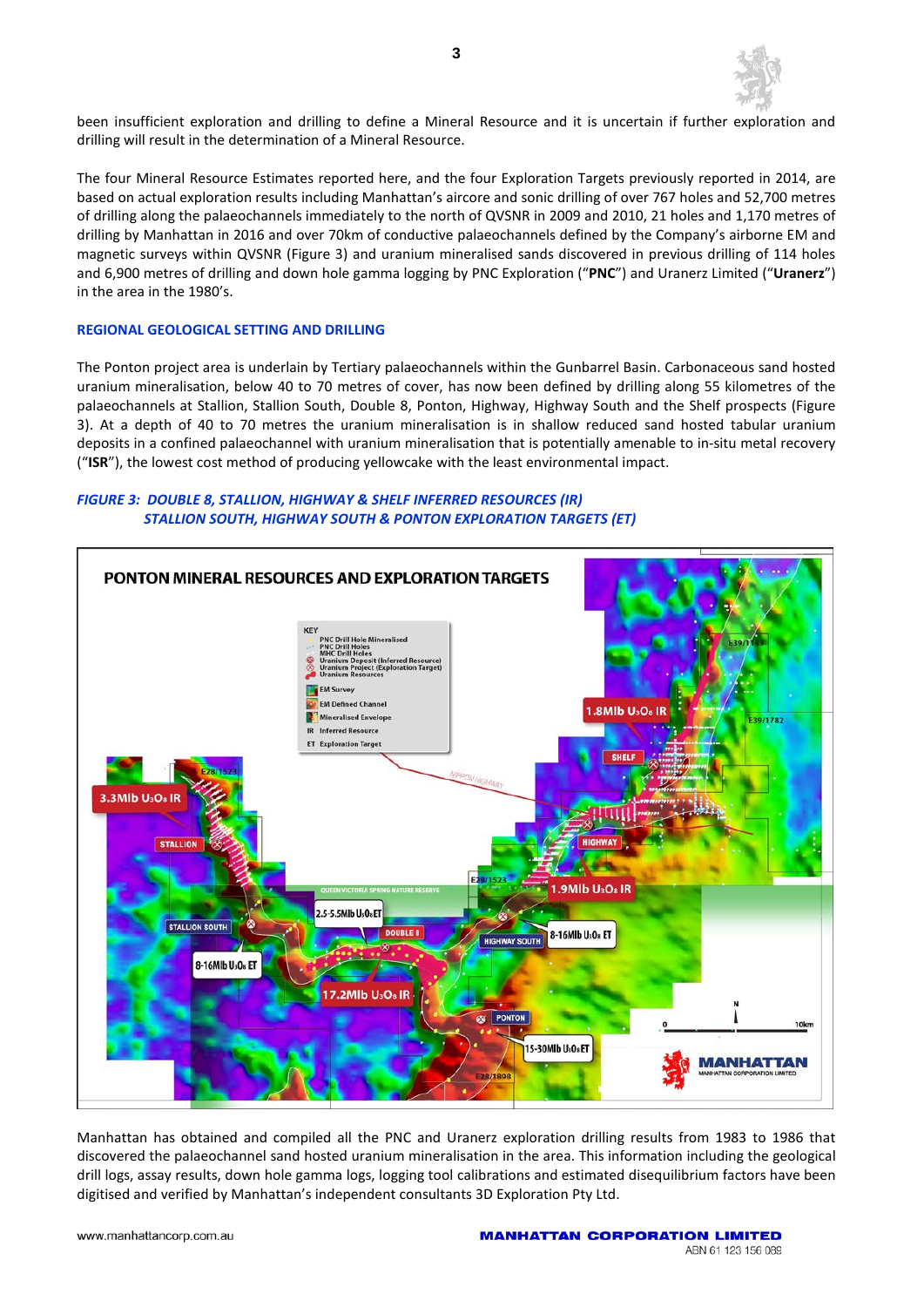been insufficient exploration and drilling to define a Mineral Resource and it is uncertain if further exploration and drilling will result in the determination of a Mineral Resource.

The four Mineral Resource Estimates reported here, and the four Exploration Targets previously reported in 2014, are based on actual exploration results including Manhattan's aircore and sonic drilling of over 767 holes and 52,700 metres of drilling along the palaeochannels immediately to the north of QVSNR in 2009 and 2010, 21 holes and 1,170 metres of drilling by Manhattan in 2016 and over 70km of conductive palaeochannels defined by the Company's airborne EM and magnetic surveys within QVSNR (Figure 3) and uranium mineralised sands discovered in previous drilling of 114 holes and 6,900 metres of drilling and down hole gamma logging by PNC Exploration ("**PNC**") and Uranerz Limited ("**Uranerz**") in the area in the 1980's.

## REGIONAL GEOLOGICAL SETTING AND DRILLING

The Ponton project area is underlain by Tertiary palaeochannels within the Gunbarrel Basin. Carbonaceous sand hosted uranium mineralisation, below 40 to 70 metres of cover, has now been defined by drilling along 55 kilometres of the palaeochannels at Stallion, Stallion South, Double 8, Ponton, Highway, Highway South and the Shelf prospects (Figure 3). At a depth of 40 to 70 metres the uranium mineralisation is in shallow reduced sand hosted tabular uranium deposits in a confined palaeochannel with uranium mineralisation that is potentially amenable to in-situ metal recovery ("**ISR**"), the lowest cost method of producing yellowcake with the least environmental impact.

*FIGURE 3: DOUBLE 8, STALLION, HIGHWAY & SHELF INFERRED RESOURCES (IR) STALLION SOUTH, HIGHWAY SOUTH & PONTON EXPLORATION TARGETS (ET)*

Manhattan has obtained and compiled all the PNC and Uranerz exploration drilling results from 1983 to 1986 that discovered the palaeochannel sand hosted uranium mineralisation in the area. This information including the geological drill logs, assay results, down hole gamma logs, logging tool calibrations and estimated disequilibrium factors have been digitised and verified by Manhattan's independent consultants 3D Exploration Pty Ltd.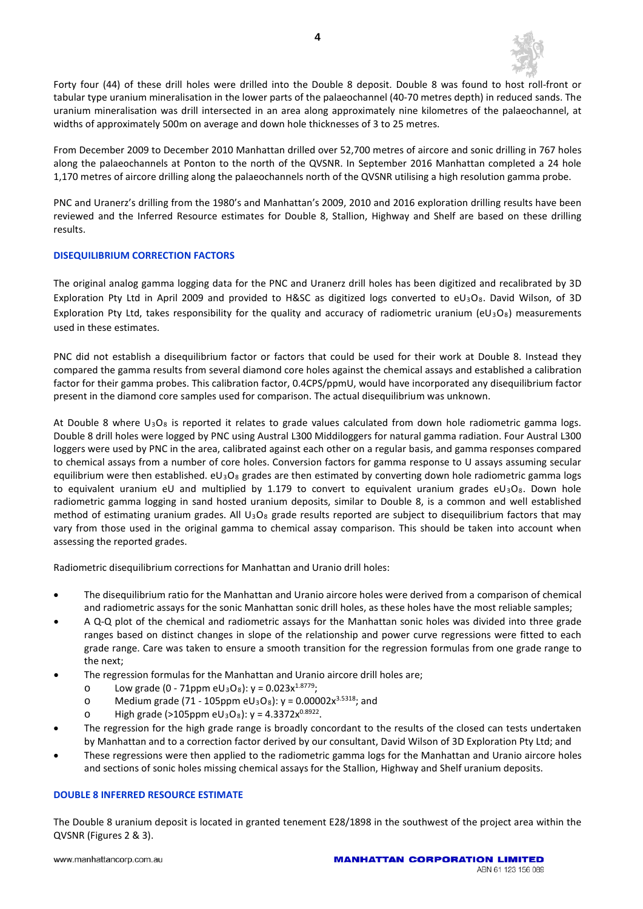Forty four (44) of these drill holes were drilled into the Double 8 deposit. Double 8 was found to host roll-front or tabular type uranium mineralisation in the lower parts of the palaeochannel (40-70 metres depth) in reduced sands. The uranium mineralisation was drill intersected in an area along approximately nine kilometres of the palaeochannel, at widths of approximately 500m on average and down hole thicknesses of 3 to 25 metres.

From December 2009 to December 2010 Manhattan drilled over 52,700 metres of aircore and sonic drilling in 767 holes along the palaeochannels at Ponton to the north of the QVSNR. In September 2016 Manhattan completed a 24 hole 1,170 metres of aircore drilling along the palaeochannels north of the QVSNR utilising a high resolution gamma probe.

PNC and Uranerz's drilling from the 1980's and Manhattan's 2009, 2010 and 2016 exploration drilling results have been reviewed and the Inferred Resource estimates for Double 8, Stallion, Highway and Shelf are based on these drilling results.

## DISEQUILIBRIUM CORRECTION FACTORS

The original analog gamma logging data for the PNC and Uranerz drill holes has been digitized and recalibrated by 3D Exploration Pty Ltd in April 2009 and provided to H&SC as digitized logs converted to $eU_3O_8$. David Wilson, of 3D Exploration Pty Ltd, takes responsibility for the quality and accuracy of radiometric uranium ($eU_3O_8$) measurements used in these estimates.

PNC did not establish a disequilibrium factor or factors that could be used for their work at Double 8. Instead they compared the gamma results from several diamond core holes against the chemical assays and established a calibration factor for their gamma probes. This calibration factor, 0.4CPS/ppmU, would have incorporated any disequilibrium factor present in the diamond core samples used for comparison. The actual disequilibrium was unknown.

At Double 8 where $U_3O_8$ is reported it relates to grade values calculated from down hole radiometric gamma logs. Double 8 drill holes were logged by PNC using Austral L300 Middiloggers for natural gamma radiation. Four Austral L300 loggers were used by PNC in the area, calibrated against each other on a regular basis, and gamma responses compared to chemical assays from a number of core holes. Conversion factors for gamma response to U assays assuming secular equilibrium were then established. $eU_3O_8$ grades are then estimated by converting down hole radiometric gamma logs to equivalent uranium eU and multiplied by 1.179 to convert to equivalent uranium grades $eU_3O_8$. Down hole radiometric gamma logging in sand hosted uranium deposits, similar to Double 8, is a common and well established method of estimating uranium grades. All $U_3O_8$ grade results reported are subject to disequilibrium factors that may vary from those used in the original gamma to chemical assay comparison. This should be taken into account when assessing the reported grades.

Radiometric disequilibrium corrections for Manhattan and Uranio drill holes:

- The disequilibrium ratio for the Manhattan and Uranio aircore holes were derived from a comparison of chemical and radiometric assays for the sonic Manhattan sonic drill holes, as these holes have the most reliable samples;
- A Q-Q plot of the chemical and radiometric assays for the Manhattan sonic holes was divided into three grade ranges based on distinct changes in slope of the relationship and power curve regressions were fitted to each grade range. Care was taken to ensure a smooth transition for the regression formulas from one grade range to the next;
- The regression formulas for the Manhattan and Uranio aircore drill holes are;
  - Low grade (0 - 71ppm $eU_3O_8$): $y = 0.023x^{1.8779}$;
  - Medium grade (71 - 105ppm $eU_3O_8$): $y = 0.00002x^{3.5318}$; and
  - High grade (>105ppm $eU_3O_8$): $y = 4.3372x^{0.8922}$.
- The regression for the high grade range is broadly concordant to the results of the closed can tests undertaken by Manhattan and to a correction factor derived by our consultant, David Wilson of 3D Exploration Pty Ltd; and
- These regressions were then applied to the radiometric gamma logs for the Manhattan and Uranio aircore holes and sections of sonic holes missing chemical assays for the Stallion, Highway and Shelf uranium deposits.

## DOUBLE 8 INFERRED RESOURCE ESTIMATE

The Double 8 uranium deposit is located in granted tenement E28/1898 in the southwest of the project area within the QVSNR (Figures 2 & 3).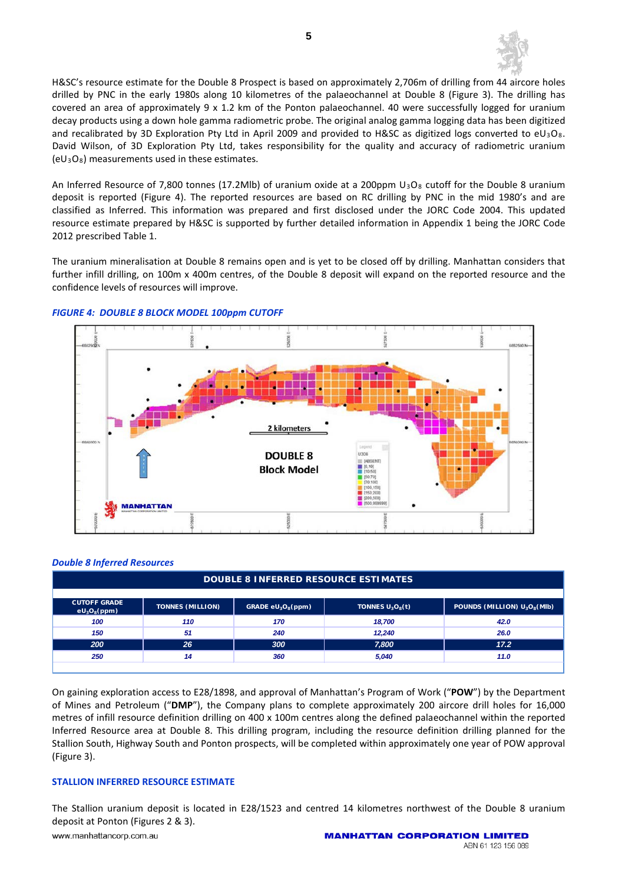H&SC's resource estimate for the Double 8 Prospect is based on approximately 2,706m of drilling from 44 aircore holes drilled by PNC in the early 1980s along 10 kilometres of the palaeochannel at Double 8 (Figure 3). The drilling has covered an area of approximately 9 x 1.2 km of the Ponton palaeochannel. 40 were successfully logged for uranium decay products using a down hole gamma radiometric probe. The original analog gamma logging data has been digitized and recalibrated by 3D Exploration Pty Ltd in April 2009 and provided to H&SC as digitized logs converted to $eU_3O_8$. David Wilson, of 3D Exploration Pty Ltd, takes responsibility for the quality and accuracy of radiometric uranium ($eU_3O_8$) measurements used in these estimates.

An Inferred Resource of 7,800 tonnes (17.2Mlb) of uranium oxide at a 200ppm $U_3O_8$ cutoff for the Double 8 uranium deposit is reported (Figure 4). The reported resources are based on RC drilling by PNC in the mid 1980's and are classified as Inferred. This information was prepared and first disclosed under the JORC Code 2004. This updated resource estimate prepared by H&SC is supported by further detailed information in Appendix 1 being the JORC Code 2012 prescribed Table 1.

The uranium mineralisation at Double 8 remains open and is yet to be closed off by drilling. Manhattan considers that further infill drilling, on 100m x 400m centres, of the Double 8 deposit will expand on the reported resource and the confidence levels of resources will improve.

***FIGURE 4: DOUBLE 8 BLOCK MODEL 100ppm CUTOFF***

***Double 8 Inferred Resources***

| DOUBLE 8 INFERRED RESOURCE ESTIMATES | | | | |
|---|---|---|---|---|
| CUTOFF GRADE $eU_3O_8$(ppm) | TONNES (MILLION) | GRADE $eU_3O_8$(ppm) | TONNES $U_3O_8$(t) | POUNDS (MILLION) $U_3O_8$(Mlb) |
| *100* | *110* | *170* | *18,700* | *42.0* |
| *150* | *51* | *240* | *12,240* | *26.0* |
| ***200*** | ***26*** | ***300*** | ***7,800*** | ***17.2*** |
| *250* | *14* | *360* | *5,040* | *11.0* |

On gaining exploration access to E28/1898, and approval of Manhattan's Program of Work ("**POW**") by the Department of Mines and Petroleum ("**DMP**"), the Company plans to complete approximately 200 aircore drill holes for 16,000 metres of infill resource definition drilling on 400 x 100m centres along the defined palaeochannel within the reported Inferred Resource area at Double 8. This drilling program, including the resource definition drilling planned for the Stallion South, Highway South and Ponton prospects, will be completed within approximately one year of POW approval (Figure 3).

## STALLION INFERRED RESOURCE ESTIMATE

The Stallion uranium deposit is located in E28/1523 and centred 14 kilometres northwest of the Double 8 uranium deposit at Ponton (Figures 2 & 3).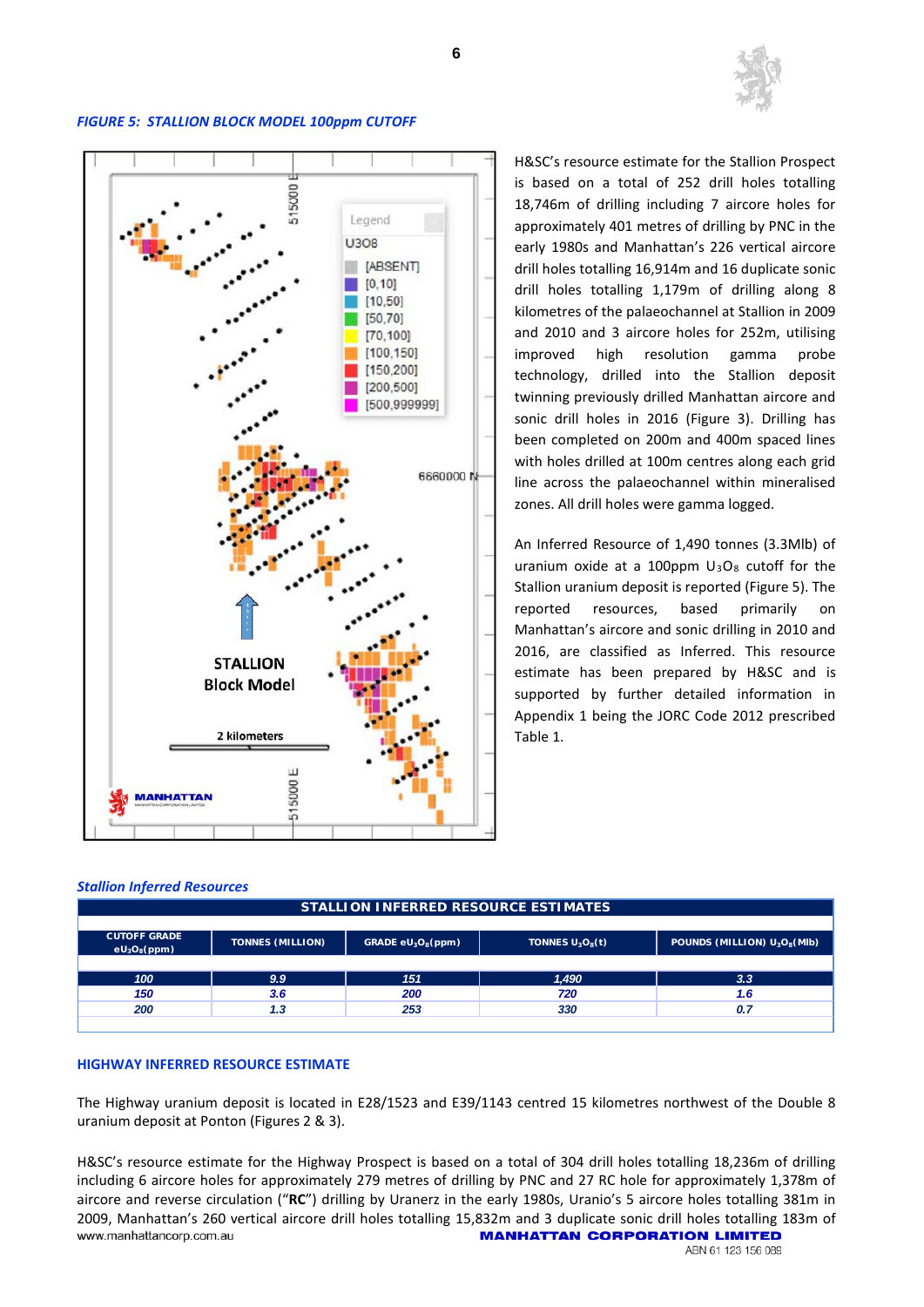*FIGURE 5: STALLION BLOCK MODEL 100ppm CUTOFF*

H&SC's resource estimate for the Stallion Prospect is based on a total of 252 drill holes totalling 18,746m of drilling including 7 aircore holes for approximately 401 metres of drilling by PNC in the early 1980s and Manhattan's 226 vertical aircore drill holes totalling 16,914m and 16 duplicate sonic drill holes totalling 1,179m of drilling along 8 kilometres of the palaeochannel at Stallion in 2009 and 2010 and 3 aircore holes for 252m, utilising improved high resolution gamma probe technology, drilled into the Stallion deposit twinning previously drilled Manhattan aircore and sonic drill holes in 2016 (Figure 3). Drilling has been completed on 200m and 400m spaced lines with holes drilled at 100m centres along each grid line across the palaeochannel within mineralised zones. All drill holes were gamma logged.

An Inferred Resource of 1,490 tonnes (3.3Mlb) of uranium oxide at a 100ppm $U_3O_8$ cutoff for the Stallion uranium deposit is reported (Figure 5). The reported resources, based primarily on Manhattan's aircore and sonic drilling in 2010 and 2016, are classified as Inferred. This resource estimate has been prepared by H&SC and is supported by further detailed information in Appendix 1 being the JORC Code 2012 prescribed Table 1.

***Stallion Inferred Resources***

| STALLION INFERRED RESOURCE ESTIMATES | | | | |
|---|---|---|---|---|
| CUTOFF GRADE $eU_3O_8$(ppm) | TONNES (MILLION) | GRADE $eU_3O_8$(ppm) | TONNES $U_3O_8$(t) | POUNDS (MILLION) $U_3O_8$(Mlb) |
| *100* | *9.9* | *151* | *1,490* | *3.3* |
| *150* | *3.6* | *200* | *720* | *1.6* |
| *200* | *1.3* | *253* | *330* | *0.7* |

## HIGHWAY INFERRED RESOURCE ESTIMATE

The Highway uranium deposit is located in E28/1523 and E39/1143 centred 15 kilometres northwest of the Double 8 uranium deposit at Ponton (Figures 2 & 3).

H&SC's resource estimate for the Highway Prospect is based on a total of 304 drill holes totalling 18,236m of drilling including 6 aircore holes for approximately 279 metres of drilling by PNC and 27 RC hole for approximately 1,378m of aircore and reverse circulation ("**RC**") drilling by Uranerz in the early 1980s, Uranio's 5 aircore holes totalling 381m in 2009, Manhattan's 260 vertical aircore drill holes totalling 15,832m and 3 duplicate sonic drill holes totalling 183m of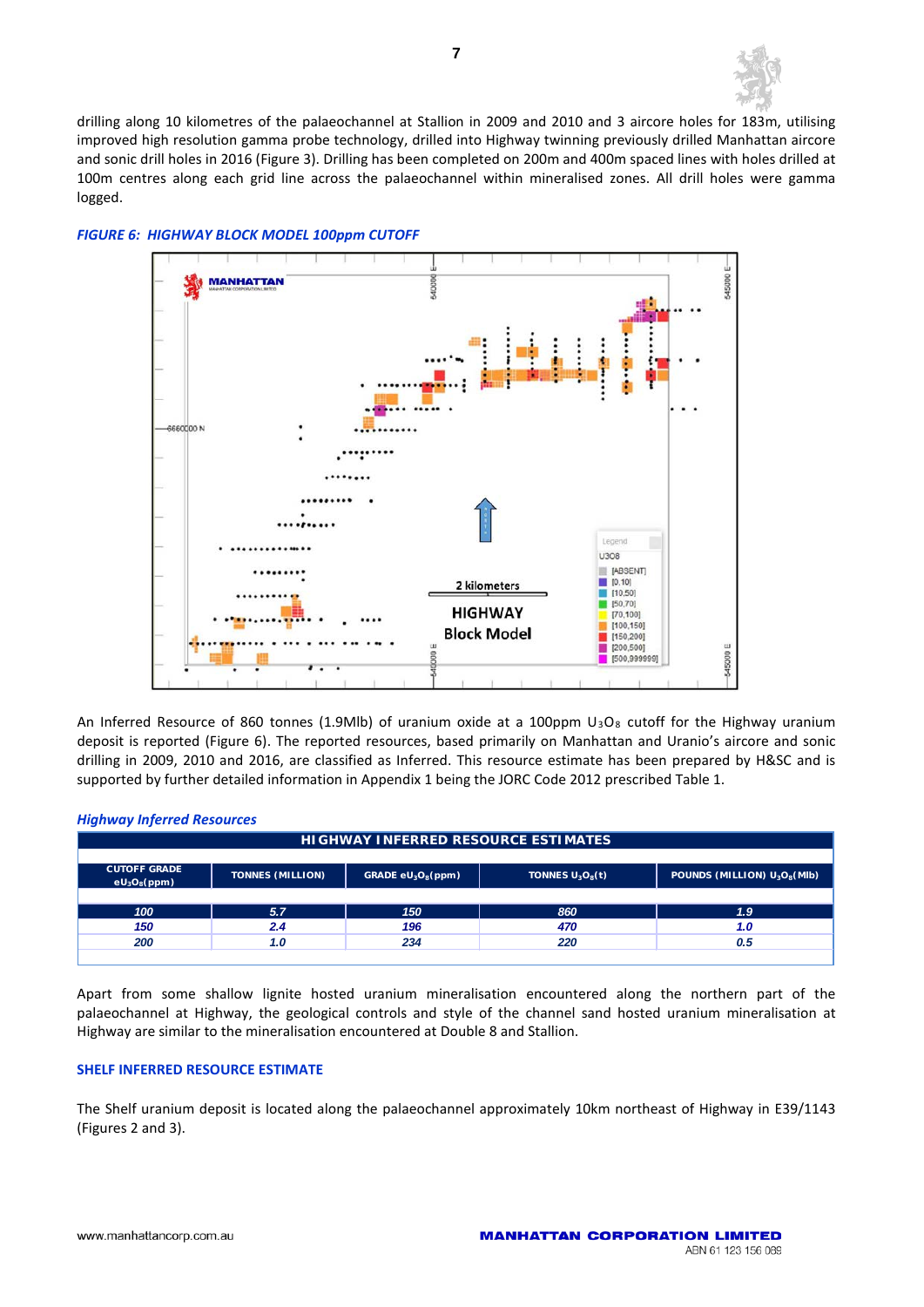drilling along 10 kilometres of the palaeochannel at Stallion in 2009 and 2010 and 3 aircore holes for 183m, utilising improved high resolution gamma probe technology, drilled into Highway twinning previously drilled Manhattan aircore and sonic drill holes in 2016 (Figure 3). Drilling has been completed on 200m and 400m spaced lines with holes drilled at 100m centres along each grid line across the palaeochannel within mineralised zones. All drill holes were gamma logged.

***FIGURE 6: HIGHWAY BLOCK MODEL 100ppm CUTOFF***

An Inferred Resource of 860 tonnes (1.9Mlb) of uranium oxide at a 100ppm $U_3O_8$ cutoff for the Highway uranium deposit is reported (Figure 6). The reported resources, based primarily on Manhattan and Uranio's aircore and sonic drilling in 2009, 2010 and 2016, are classified as Inferred. This resource estimate has been prepared by H&SC and is supported by further detailed information in Appendix 1 being the JORC Code 2012 prescribed Table 1.

***Highway Inferred Resources***

| HIGHWAY INFERRED RESOURCE ESTIMATES | | | | |
|---|---|---|---|---|
| CUTOFF GRADE $eU_3O_8$(ppm) | TONNES (MILLION) | GRADE $eU_3O_8$(ppm) | TONNES $U_3O_8$(t) | POUNDS (MILLION) $U_3O_8$(Mlb) |
| ***100*** | ***5.7*** | ***150*** | ***860*** | ***1.9*** |
| *150* | *2.4* | *196* | *470* | *1.0* |
| *200* | *1.0* | *234* | *220* | *0.5* |

Apart from some shallow lignite hosted uranium mineralisation encountered along the northern part of the palaeochannel at Highway, the geological controls and style of the channel sand hosted uranium mineralisation at Highway are similar to the mineralisation encountered at Double 8 and Stallion.

**SHELF INFERRED RESOURCE ESTIMATE**

The Shelf uranium deposit is located along the palaeochannel approximately 10km northeast of Highway in E39/1143 (Figures 2 and 3).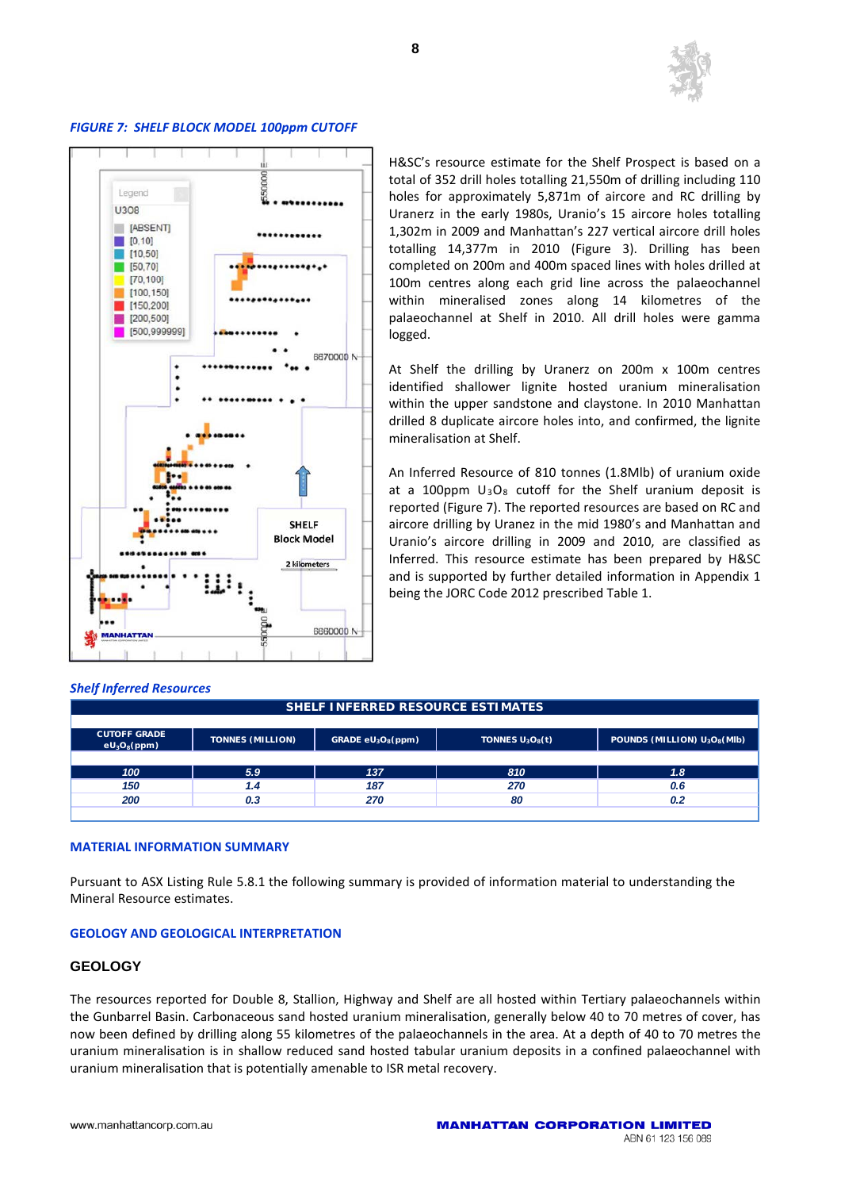*FIGURE 7: SHELF BLOCK MODEL 100ppm CUTOFF*

H&SC's resource estimate for the Shelf Prospect is based on a total of 352 drill holes totalling 21,550m of drilling including 110 holes for approximately 5,871m of aircore and RC drilling by Uranerz in the early 1980s, Uranio's 15 aircore holes totalling 1,302m in 2009 and Manhattan's 227 vertical aircore drill holes totalling 14,377m in 2010 (Figure 3). Drilling has been completed on 200m and 400m spaced lines with holes drilled at 100m centres along each grid line across the palaeochannel within mineralised zones along 14 kilometres of the palaeochannel at Shelf in 2010. All drill holes were gamma logged.

At Shelf the drilling by Uranerz on 200m x 100m centres identified shallower lignite hosted uranium mineralisation within the upper sandstone and claystone. In 2010 Manhattan drilled 8 duplicate aircore holes into, and confirmed, the lignite mineralisation at Shelf.

An Inferred Resource of 810 tonnes (1.8Mlb) of uranium oxide at a 100ppm $U_3O_8$ cutoff for the Shelf uranium deposit is reported (Figure 7). The reported resources are based on RC and aircore drilling by Uranez in the mid 1980's and Manhattan and Uranio's aircore drilling in 2009 and 2010, are classified as Inferred. This resource estimate has been prepared by H&SC and is supported by further detailed information in Appendix 1 being the JORC Code 2012 prescribed Table 1.

*Shelf Inferred Resources*

**SHELF INFERRED RESOURCE ESTIMATES**

| CUTOFF GRADE $eU_3O_8$(ppm) | TONNES (MILLION) | GRADE $eU_3O_8$(ppm) | TONNES $U_3O_8$(t) | POUNDS (MILLION) $U_3O_8$(Mlb) |
|---|---|---|---|---|
| *100* | *5.9* | *137* | *810* | *1.8* |
| *150* | *1.4* | *187* | *270* | *0.6* |
| *200* | *0.3* | *270* | *80* | *0.2* |

## MATERIAL INFORMATION SUMMARY

Pursuant to ASX Listing Rule 5.8.1 the following summary is provided of information material to understanding the Mineral Resource estimates.

## GEOLOGY AND GEOLOGICAL INTERPRETATION

### GEOLOGY

The resources reported for Double 8, Stallion, Highway and Shelf are all hosted within Tertiary palaeochannels within the Gunbarrel Basin. Carbonaceous sand hosted uranium mineralisation, generally below 40 to 70 metres of cover, has now been defined by drilling along 55 kilometres of the palaeochannels in the area. At a depth of 40 to 70 metres the uranium mineralisation is in shallow reduced sand hosted tabular uranium deposits in a confined palaeochannel with uranium mineralisation that is potentially amenable to ISR metal recovery.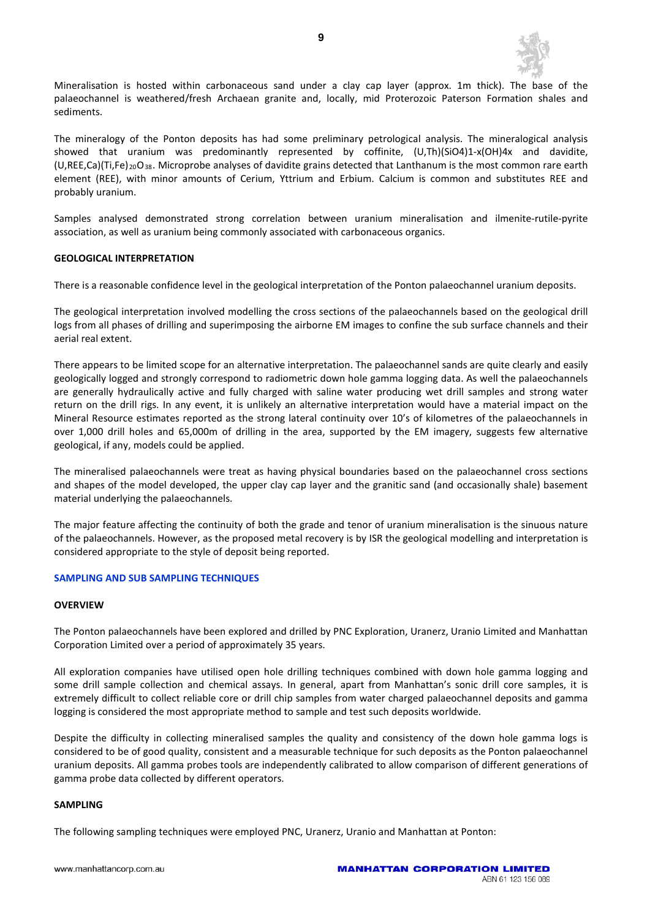Mineralisation is hosted within carbonaceous sand under a clay cap layer (approx. 1m thick). The base of the palaeochannel is weathered/fresh Archaean granite and, locally, mid Proterozoic Paterson Formation shales and sediments.

The mineralogy of the Ponton deposits has had some preliminary petrological analysis. The mineralogical analysis showed that uranium was predominantly represented by coffinite, $(U,Th)(SiO_4)_{1-x}(OH)_{4x}$ and davidite, $(U,REE,Ca)(Ti,Fe)_{20}O_{38}$. Microprobe analyses of davidite grains detected that Lanthanum is the most common rare earth element (REE), with minor amounts of Cerium, Yttrium and Erbium. Calcium is common and substitutes REE and probably uranium.

Samples analysed demonstrated strong correlation between uranium mineralisation and ilmenite-rutile-pyrite association, as well as uranium being commonly associated with carbonaceous organics.

**GEOLOGICAL INTERPRETATION**

There is a reasonable confidence level in the geological interpretation of the Ponton palaeochannel uranium deposits.

The geological interpretation involved modelling the cross sections of the palaeochannels based on the geological drill logs from all phases of drilling and superimposing the airborne EM images to confine the sub surface channels and their aerial real extent.

There appears to be limited scope for an alternative interpretation. The palaeochannel sands are quite clearly and easily geologically logged and strongly correspond to radiometric down hole gamma logging data. As well the palaeochannels are generally hydraulically active and fully charged with saline water producing wet drill samples and strong water return on the drill rigs. In any event, it is unlikely an alternative interpretation would have a material impact on the Mineral Resource estimates reported as the strong lateral continuity over 10's of kilometres of the palaeochannels in over 1,000 drill holes and 65,000m of drilling in the area, supported by the EM imagery, suggests few alternative geological, if any, models could be applied.

The mineralised palaeochannels were treat as having physical boundaries based on the palaeochannel cross sections and shapes of the model developed, the upper clay cap layer and the granitic sand (and occasionally shale) basement material underlying the palaeochannels.

The major feature affecting the continuity of both the grade and tenor of uranium mineralisation is the sinuous nature of the palaeochannels. However, as the proposed metal recovery is by ISR the geological modelling and interpretation is considered appropriate to the style of deposit being reported.

## SAMPLING AND SUB SAMPLING TECHNIQUES

**OVERVIEW**

The Ponton palaeochannels have been explored and drilled by PNC Exploration, Uranerz, Uranio Limited and Manhattan Corporation Limited over a period of approximately 35 years.

All exploration companies have utilised open hole drilling techniques combined with down hole gamma logging and some drill sample collection and chemical assays. In general, apart from Manhattan's sonic drill core samples, it is extremely difficult to collect reliable core or drill chip samples from water charged palaeochannel deposits and gamma logging is considered the most appropriate method to sample and test such deposits worldwide.

Despite the difficulty in collecting mineralised samples the quality and consistency of the down hole gamma logs is considered to be of good quality, consistent and a measurable technique for such deposits as the Ponton palaeochannel uranium deposits. All gamma probes tools are independently calibrated to allow comparison of different generations of gamma probe data collected by different operators.

**SAMPLING**

The following sampling techniques were employed PNC, Uranerz, Uranio and Manhattan at Ponton: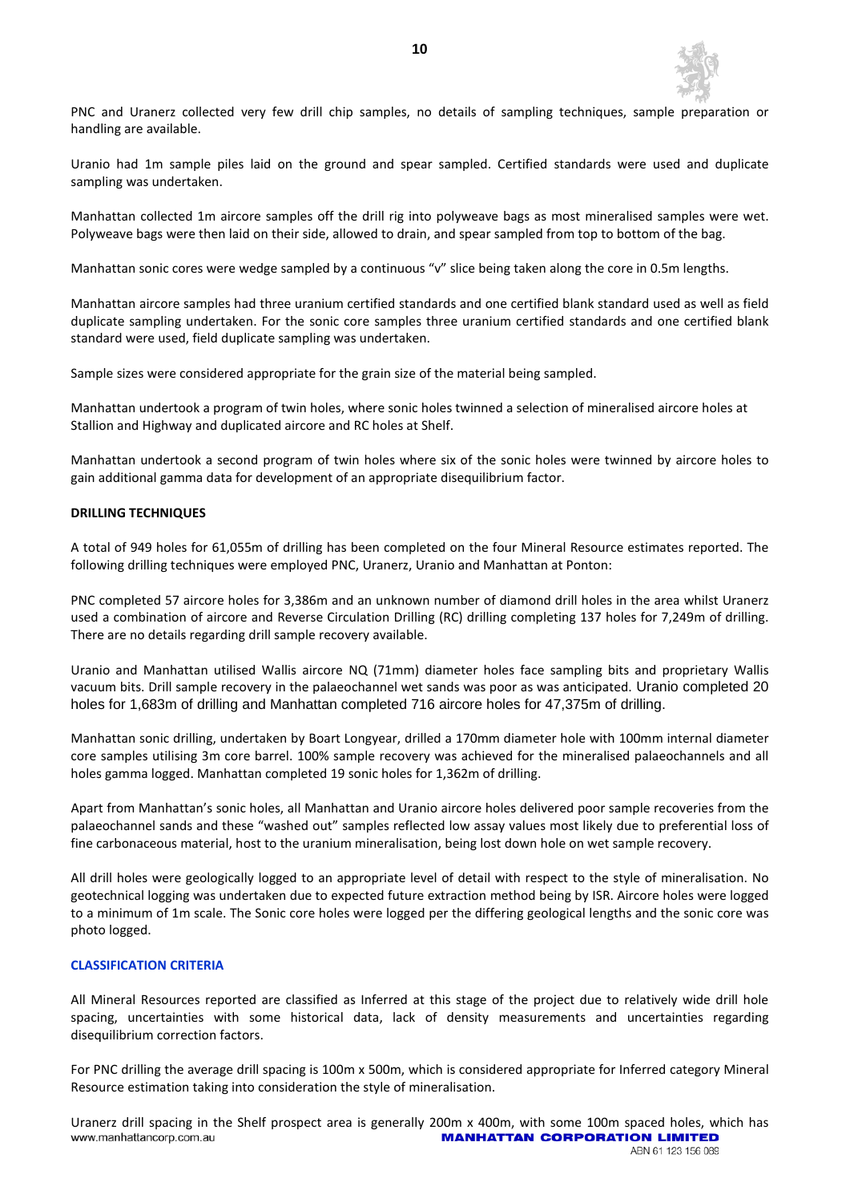PNC and Uranerz collected very few drill chip samples, no details of sampling techniques, sample preparation or handling are available.

Uranio had 1m sample piles laid on the ground and spear sampled. Certified standards were used and duplicate sampling was undertaken.

Manhattan collected 1m aircore samples off the drill rig into polyweave bags as most mineralised samples were wet. Polyweave bags were then laid on their side, allowed to drain, and spear sampled from top to bottom of the bag.

Manhattan sonic cores were wedge sampled by a continuous "v" slice being taken along the core in 0.5m lengths.

Manhattan aircore samples had three uranium certified standards and one certified blank standard used as well as field duplicate sampling undertaken. For the sonic core samples three uranium certified standards and one certified blank standard were used, field duplicate sampling was undertaken.

Sample sizes were considered appropriate for the grain size of the material being sampled.

Manhattan undertook a program of twin holes, where sonic holes twinned a selection of mineralised aircore holes at Stallion and Highway and duplicated aircore and RC holes at Shelf.

Manhattan undertook a second program of twin holes where six of the sonic holes were twinned by aircore holes to gain additional gamma data for development of an appropriate disequilibrium factor.

**DRILLING TECHNIQUES**

A total of 949 holes for 61,055m of drilling has been completed on the four Mineral Resource estimates reported. The following drilling techniques were employed PNC, Uranerz, Uranio and Manhattan at Ponton:

PNC completed 57 aircore holes for 3,386m and an unknown number of diamond drill holes in the area whilst Uranerz used a combination of aircore and Reverse Circulation Drilling (RC) drilling completing 137 holes for 7,249m of drilling. There are no details regarding drill sample recovery available.

Uranio and Manhattan utilised Wallis aircore NQ (71mm) diameter holes face sampling bits and proprietary Wallis vacuum bits. Drill sample recovery in the palaeochannel wet sands was poor as was anticipated. Uranio completed 20 holes for 1,683m of drilling and Manhattan completed 716 aircore holes for 47,375m of drilling.

Manhattan sonic drilling, undertaken by Boart Longyear, drilled a 170mm diameter hole with 100mm internal diameter core samples utilising 3m core barrel. 100% sample recovery was achieved for the mineralised palaeochannels and all holes gamma logged. Manhattan completed 19 sonic holes for 1,362m of drilling.

Apart from Manhattan's sonic holes, all Manhattan and Uranio aircore holes delivered poor sample recoveries from the palaeochannel sands and these "washed out" samples reflected low assay values most likely due to preferential loss of fine carbonaceous material, host to the uranium mineralisation, being lost down hole on wet sample recovery.

All drill holes were geologically logged to an appropriate level of detail with respect to the style of mineralisation. No geotechnical logging was undertaken due to expected future extraction method being by ISR. Aircore holes were logged to a minimum of 1m scale. The Sonic core holes were logged per the differing geological lengths and the sonic core was photo logged.

**CLASSIFICATION CRITERIA**

All Mineral Resources reported are classified as Inferred at this stage of the project due to relatively wide drill hole spacing, uncertainties with some historical data, lack of density measurements and uncertainties regarding disequilibrium correction factors.

For PNC drilling the average drill spacing is 100m x 500m, which is considered appropriate for Inferred category Mineral Resource estimation taking into consideration the style of mineralisation.

Uranerz drill spacing in the Shelf prospect area is generally 200m x 400m, with some 100m spaced holes, which has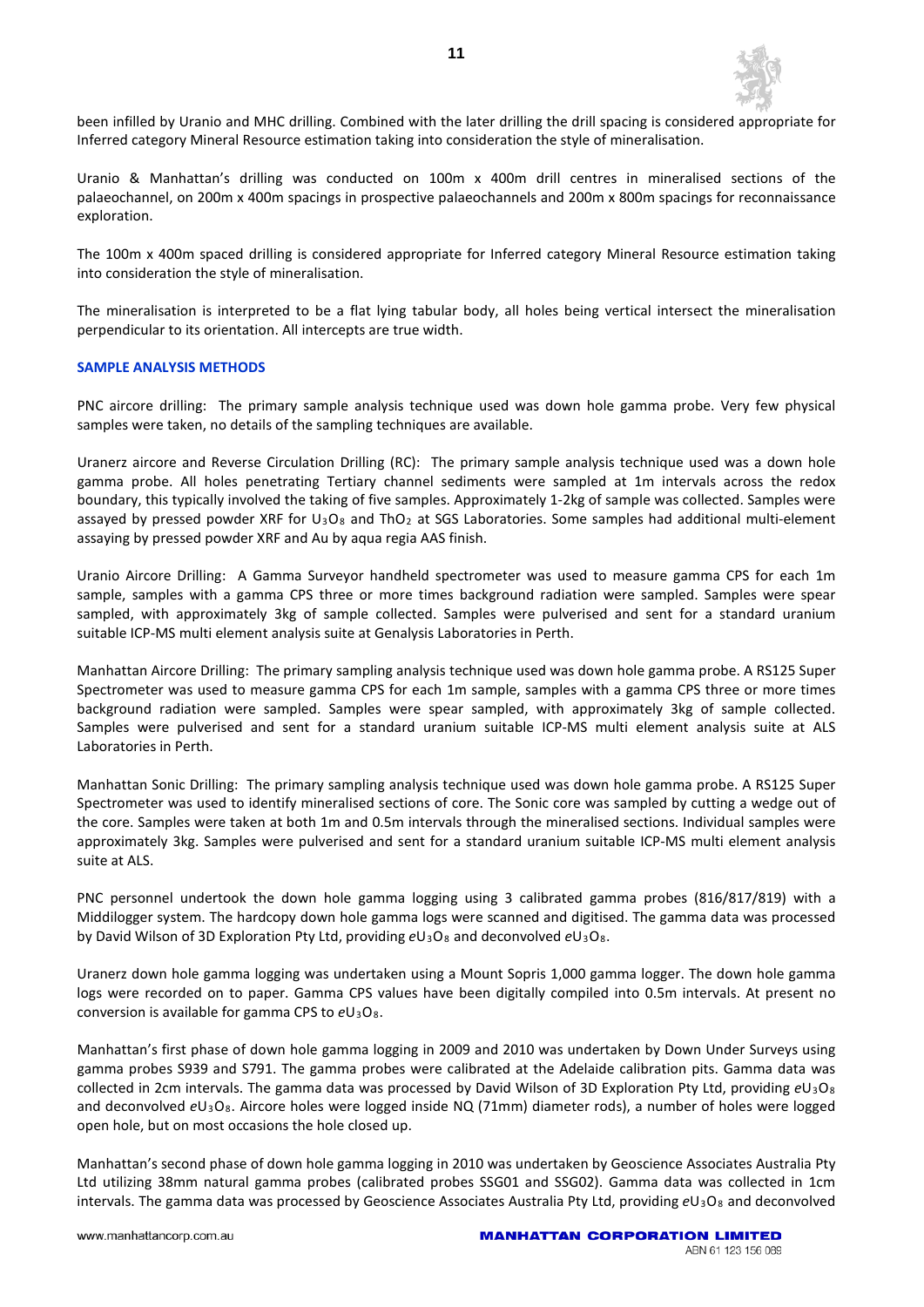been infilled by Uranio and MHC drilling. Combined with the later drilling the drill spacing is considered appropriate for Inferred category Mineral Resource estimation taking into consideration the style of mineralisation.

Uranio & Manhattan's drilling was conducted on 100m x 400m drill centres in mineralised sections of the palaeochannel, on 200m x 400m spacings in prospective palaeochannels and 200m x 800m spacings for reconnaissance exploration.

The 100m x 400m spaced drilling is considered appropriate for Inferred category Mineral Resource estimation taking into consideration the style of mineralisation.

The mineralisation is interpreted to be a flat lying tabular body, all holes being vertical intersect the mineralisation perpendicular to its orientation. All intercepts are true width.

## SAMPLE ANALYSIS METHODS

PNC aircore drilling: The primary sample analysis technique used was down hole gamma probe. Very few physical samples were taken, no details of the sampling techniques are available.

Uranerz aircore and Reverse Circulation Drilling (RC): The primary sample analysis technique used was a down hole gamma probe. All holes penetrating Tertiary channel sediments were sampled at 1m intervals across the redox boundary, this typically involved the taking of five samples. Approximately 1-2kg of sample was collected. Samples were assayed by pressed powder XRF for $U_3O_8$ and $ThO_2$ at SGS Laboratories. Some samples had additional multi-element assaying by pressed powder XRF and Au by aqua regia AAS finish.

Uranio Aircore Drilling: A Gamma Surveyor handheld spectrometer was used to measure gamma CPS for each 1m sample, samples with a gamma CPS three or more times background radiation were sampled. Samples were spear sampled, with approximately 3kg of sample collected. Samples were pulverised and sent for a standard uranium suitable ICP-MS multi element analysis suite at Genalysis Laboratories in Perth.

Manhattan Aircore Drilling: The primary sampling analysis technique used was down hole gamma probe. A RS125 Super Spectrometer was used to measure gamma CPS for each 1m sample, samples with a gamma CPS three or more times background radiation were sampled. Samples were spear sampled, with approximately 3kg of sample collected. Samples were pulverised and sent for a standard uranium suitable ICP-MS multi element analysis suite at ALS Laboratories in Perth.

Manhattan Sonic Drilling: The primary sampling analysis technique used was down hole gamma probe. A RS125 Super Spectrometer was used to identify mineralised sections of core. The Sonic core was sampled by cutting a wedge out of the core. Samples were taken at both 1m and 0.5m intervals through the mineralised sections. Individual samples were approximately 3kg. Samples were pulverised and sent for a standard uranium suitable ICP-MS multi element analysis suite at ALS.

PNC personnel undertook the down hole gamma logging using 3 calibrated gamma probes (816/817/819) with a Middilogger system. The hardcopy down hole gamma logs were scanned and digitised. The gamma data was processed by David Wilson of 3D Exploration Pty Ltd, providing *e*$U_3O_8$ and deconvolved *e*$U_3O_8$.

Uranerz down hole gamma logging was undertaken using a Mount Sopris 1,000 gamma logger. The down hole gamma logs were recorded on to paper. Gamma CPS values have been digitally compiled into 0.5m intervals. At present no conversion is available for gamma CPS to *e*$U_3O_8$.

Manhattan's first phase of down hole gamma logging in 2009 and 2010 was undertaken by Down Under Surveys using gamma probes S939 and S791. The gamma probes were calibrated at the Adelaide calibration pits. Gamma data was collected in 2cm intervals. The gamma data was processed by David Wilson of 3D Exploration Pty Ltd, providing *e*$U_3O_8$ and deconvolved *e*$U_3O_8$. Aircore holes were logged inside NQ (71mm) diameter rods), a number of holes were logged open hole, but on most occasions the hole closed up.

Manhattan's second phase of down hole gamma logging in 2010 was undertaken by Geoscience Associates Australia Pty Ltd utilizing 38mm natural gamma probes (calibrated probes SSG01 and SSG02). Gamma data was collected in 1cm intervals. The gamma data was processed by Geoscience Associates Australia Pty Ltd, providing *e*$U_3O_8$ and deconvolved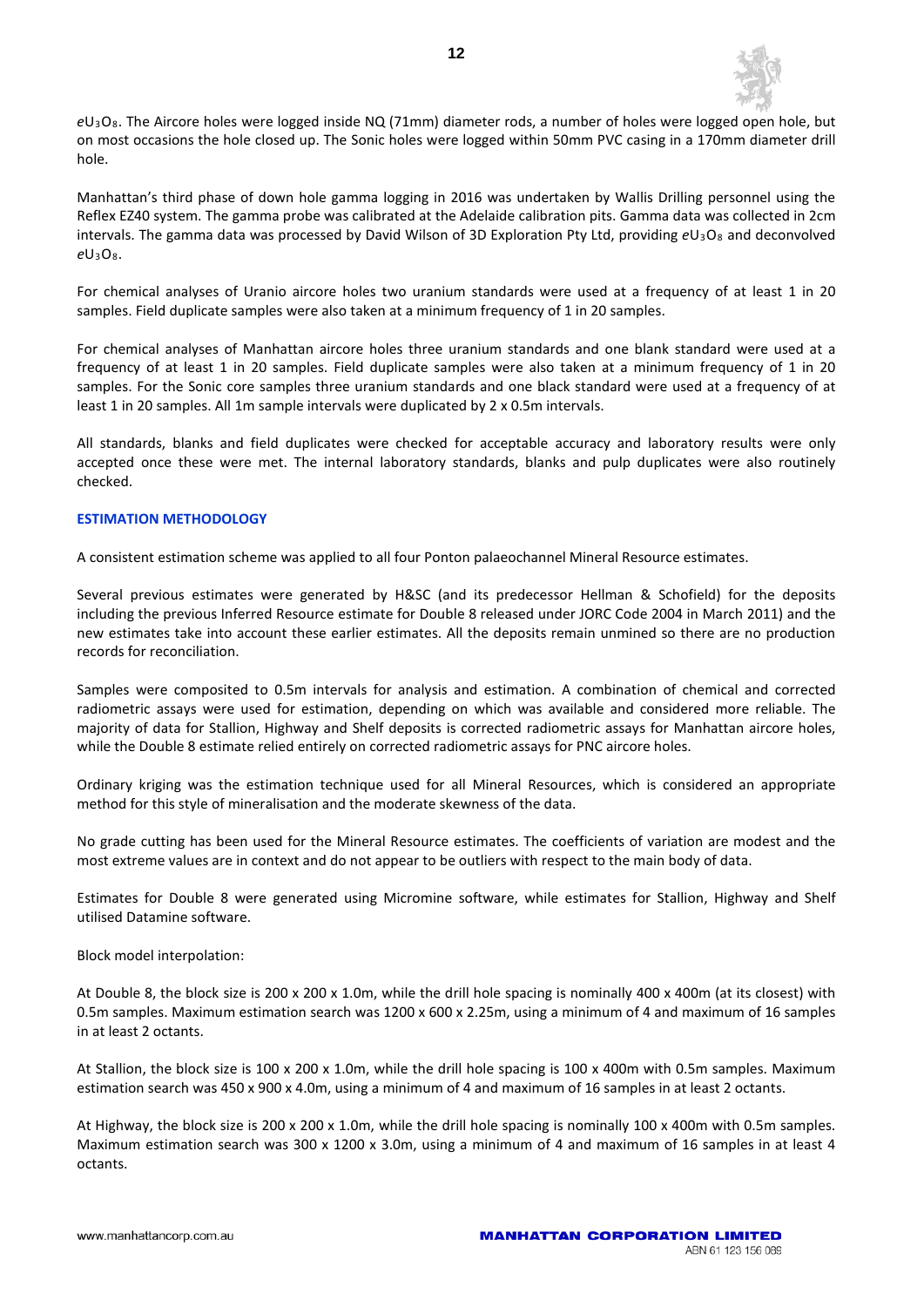*e*$U_3O_8$. The Aircore holes were logged inside NQ (71mm) diameter rods, a number of holes were logged open hole, but on most occasions the hole closed up. The Sonic holes were logged within 50mm PVC casing in a 170mm diameter drill hole.

Manhattan's third phase of down hole gamma logging in 2016 was undertaken by Wallis Drilling personnel using the Reflex EZ40 system. The gamma probe was calibrated at the Adelaide calibration pits. Gamma data was collected in 2cm intervals. The gamma data was processed by David Wilson of 3D Exploration Pty Ltd, providing *e*$U_3O_8$ and deconvolved *e*$U_3O_8$.

For chemical analyses of Uranio aircore holes two uranium standards were used at a frequency of at least 1 in 20 samples. Field duplicate samples were also taken at a minimum frequency of 1 in 20 samples.

For chemical analyses of Manhattan aircore holes three uranium standards and one blank standard were used at a frequency of at least 1 in 20 samples. Field duplicate samples were also taken at a minimum frequency of 1 in 20 samples. For the Sonic core samples three uranium standards and one black standard were used at a frequency of at least 1 in 20 samples. All 1m sample intervals were duplicated by 2 x 0.5m intervals.

All standards, blanks and field duplicates were checked for acceptable accuracy and laboratory results were only accepted once these were met. The internal laboratory standards, blanks and pulp duplicates were also routinely checked.

## ESTIMATION METHODOLOGY

A consistent estimation scheme was applied to all four Ponton palaeochannel Mineral Resource estimates.

Several previous estimates were generated by H&SC (and its predecessor Hellman & Schofield) for the deposits including the previous Inferred Resource estimate for Double 8 released under JORC Code 2004 in March 2011) and the new estimates take into account these earlier estimates. All the deposits remain unmined so there are no production records for reconciliation.

Samples were composited to 0.5m intervals for analysis and estimation. A combination of chemical and corrected radiometric assays were used for estimation, depending on which was available and considered more reliable. The majority of data for Stallion, Highway and Shelf deposits is corrected radiometric assays for Manhattan aircore holes, while the Double 8 estimate relied entirely on corrected radiometric assays for PNC aircore holes.

Ordinary kriging was the estimation technique used for all Mineral Resources, which is considered an appropriate method for this style of mineralisation and the moderate skewness of the data.

No grade cutting has been used for the Mineral Resource estimates. The coefficients of variation are modest and the most extreme values are in context and do not appear to be outliers with respect to the main body of data.

Estimates for Double 8 were generated using Micromine software, while estimates for Stallion, Highway and Shelf utilised Datamine software.

Block model interpolation:

At Double 8, the block size is 200 x 200 x 1.0m, while the drill hole spacing is nominally 400 x 400m (at its closest) with 0.5m samples. Maximum estimation search was 1200 x 600 x 2.25m, using a minimum of 4 and maximum of 16 samples in at least 2 octants.

At Stallion, the block size is 100 x 200 x 1.0m, while the drill hole spacing is 100 x 400m with 0.5m samples. Maximum estimation search was 450 x 900 x 4.0m, using a minimum of 4 and maximum of 16 samples in at least 2 octants.

At Highway, the block size is 200 x 200 x 1.0m, while the drill hole spacing is nominally 100 x 400m with 0.5m samples. Maximum estimation search was 300 x 1200 x 3.0m, using a minimum of 4 and maximum of 16 samples in at least 4 octants.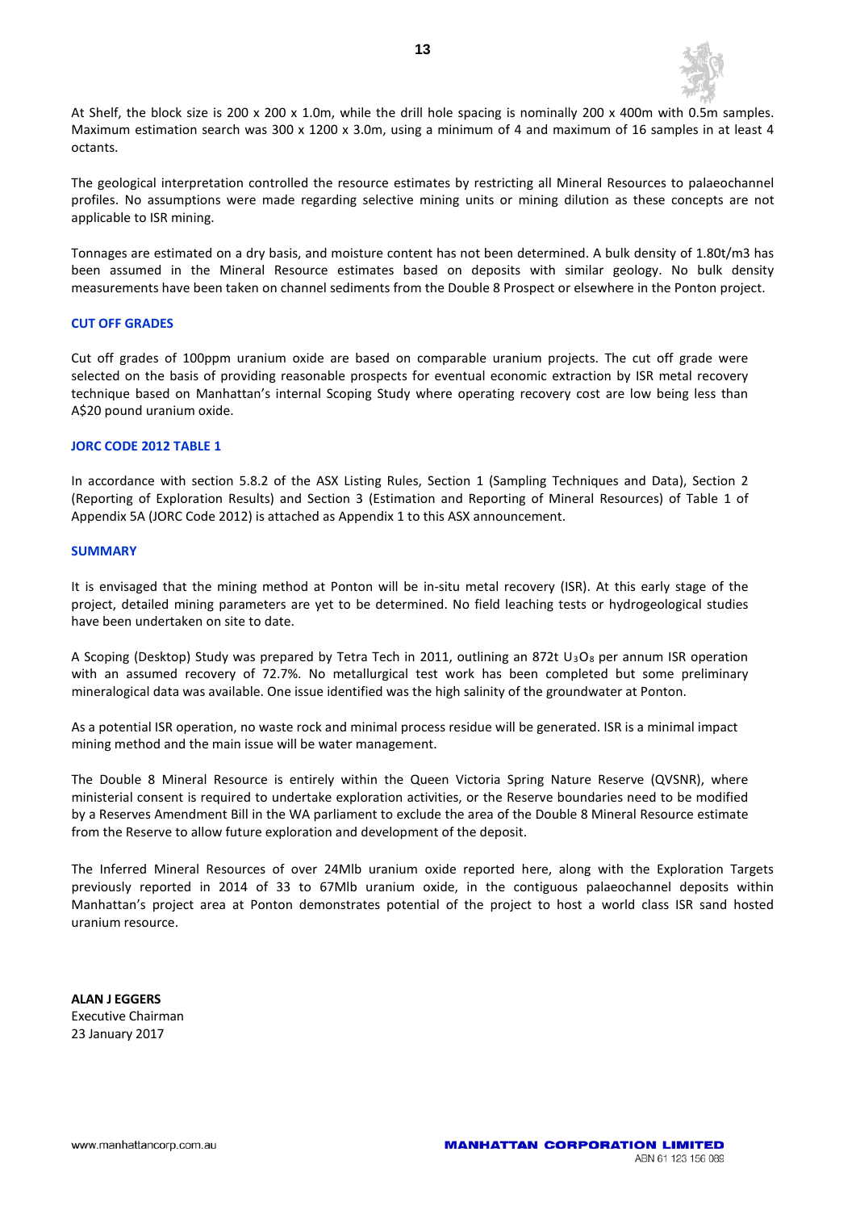At Shelf, the block size is 200 x 200 x 1.0m, while the drill hole spacing is nominally 200 x 400m with 0.5m samples. Maximum estimation search was 300 x 1200 x 3.0m, using a minimum of 4 and maximum of 16 samples in at least 4 octants.

The geological interpretation controlled the resource estimates by restricting all Mineral Resources to palaeochannel profiles. No assumptions were made regarding selective mining units or mining dilution as these concepts are not applicable to ISR mining.

Tonnages are estimated on a dry basis, and moisture content has not been determined. A bulk density of 1.80t/m3 has been assumed in the Mineral Resource estimates based on deposits with similar geology. No bulk density measurements have been taken on channel sediments from the Double 8 Prospect or elsewhere in the Ponton project.

## CUT OFF GRADES

Cut off grades of 100ppm uranium oxide are based on comparable uranium projects. The cut off grade were selected on the basis of providing reasonable prospects for eventual economic extraction by ISR metal recovery technique based on Manhattan's internal Scoping Study where operating recovery cost are low being less than A$20 pound uranium oxide.

## JORC CODE 2012 TABLE 1

In accordance with section 5.8.2 of the ASX Listing Rules, Section 1 (Sampling Techniques and Data), Section 2 (Reporting of Exploration Results) and Section 3 (Estimation and Reporting of Mineral Resources) of Table 1 of Appendix 5A (JORC Code 2012) is attached as Appendix 1 to this ASX announcement.

## SUMMARY

It is envisaged that the mining method at Ponton will be in-situ metal recovery (ISR). At this early stage of the project, detailed mining parameters are yet to be determined. No field leaching tests or hydrogeological studies have been undertaken on site to date.

A Scoping (Desktop) Study was prepared by Tetra Tech in 2011, outlining an 872t $U_3O_8$ per annum ISR operation with an assumed recovery of 72.7%. No metallurgical test work has been completed but some preliminary mineralogical data was available. One issue identified was the high salinity of the groundwater at Ponton.

As a potential ISR operation, no waste rock and minimal process residue will be generated. ISR is a minimal impact mining method and the main issue will be water management.

The Double 8 Mineral Resource is entirely within the Queen Victoria Spring Nature Reserve (QVSNR), where ministerial consent is required to undertake exploration activities, or the Reserve boundaries need to be modified by a Reserves Amendment Bill in the WA parliament to exclude the area of the Double 8 Mineral Resource estimate from the Reserve to allow future exploration and development of the deposit.

The Inferred Mineral Resources of over 24Mlb uranium oxide reported here, along with the Exploration Targets previously reported in 2014 of 33 to 67Mlb uranium oxide, in the contiguous palaeochannel deposits within Manhattan's project area at Ponton demonstrates potential of the project to host a world class ISR sand hosted uranium resource.

**ALAN J EGGERS**
Executive Chairman
23 January 2017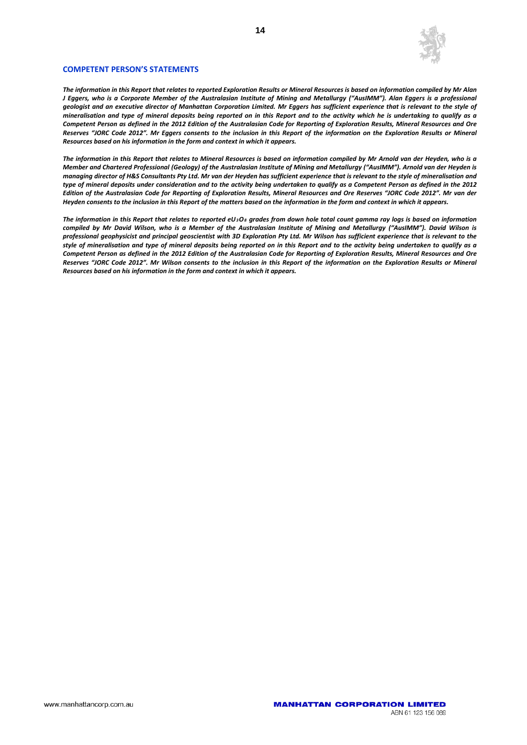## COMPETENT PERSON'S STATEMENTS

***The information in this Report that relates to reported Exploration Results or Mineral Resources is based on information compiled by Mr Alan J Eggers, who is a Corporate Member of the Australasian Institute of Mining and Metallurgy ("AusIMM"). Alan Eggers is a professional geologist and an executive director of Manhattan Corporation Limited. Mr Eggers has sufficient experience that is relevant to the style of mineralisation and type of mineral deposits being reported on in this Report and to the activity which he is undertaking to qualify as a Competent Person as defined in the 2012 Edition of the Australasian Code for Reporting of Exploration Results, Mineral Resources and Ore Reserves "JORC Code 2012". Mr Eggers consents to the inclusion in this Report of the information on the Exploration Results or Mineral Resources based on his information in the form and context in which it appears.***

***The information in this Report that relates to Mineral Resources is based on information compiled by Mr Arnold van der Heyden, who is a Member and Chartered Professional (Geology) of the Australasian Institute of Mining and Metallurgy ("AusIMM"). Arnold van der Heyden is managing director of H&S Consultants Pty Ltd. Mr van der Heyden has sufficient experience that is relevant to the style of mineralisation and type of mineral deposits under consideration and to the activity being undertaken to qualify as a Competent Person as defined in the 2012 Edition of the Australasian Code for Reporting of Exploration Results, Mineral Resources and Ore Reserves "JORC Code 2012". Mr van der Heyden consents to the inclusion in this Report of the matters based on the information in the form and context in which it appears.***

***The information in this Report that relates to reported $eU_3O_8$ grades from down hole total count gamma ray logs is based on information compiled by Mr David Wilson, who is a Member of the Australasian Institute of Mining and Metallurgy ("AusIMM"). David Wilson is professional geophysicist and principal geoscientist with 3D Exploration Pty Ltd. Mr Wilson has sufficient experience that is relevant to the style of mineralisation and type of mineral deposits being reported on in this Report and to the activity being undertaken to qualify as a Competent Person as defined in the 2012 Edition of the Australasian Code for Reporting of Exploration Results, Mineral Resources and Ore Reserves "JORC Code 2012". Mr Wilson consents to the inclusion in this Report of the information on the Exploration Results or Mineral Resources based on his information in the form and context in which it appears.***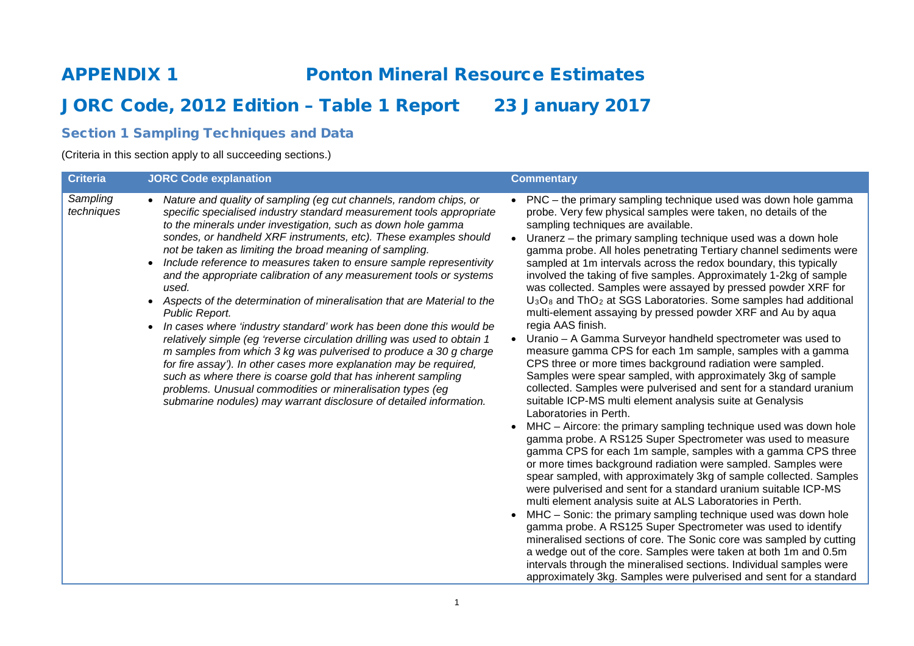# APPENDIX 1 Ponton Mineral Resource Estimates

# JORC Code, 2012 Edition – Table 1 Report 23 January 2017

## Section 1 Sampling Techniques and Data

(Criteria in this section apply to all succeeding sections.)

| Criteria | JORC Code explanation | Commentary |
|---|---|---|
| *Sampling techniques* | • *Nature and quality of sampling (eg cut channels, random chips, or specific specialised industry standard measurement tools appropriate to the minerals under investigation, such as down hole gamma sondes, or handheld XRF instruments, etc). These examples should not be taken as limiting the broad meaning of sampling.*<br>• *Include reference to measures taken to ensure sample representivity and the appropriate calibration of any measurement tools or systems used.*<br>• *Aspects of the determination of mineralisation that are Material to the Public Report.*<br>• *In cases where 'industry standard' work has been done this would be relatively simple (eg 'reverse circulation drilling was used to obtain 1 m samples from which 3 kg was pulverised to produce a 30 g charge for fire assay'). In other cases more explanation may be required, such as where there is coarse gold that has inherent sampling problems. Unusual commodities or mineralisation types (eg submarine nodules) may warrant disclosure of detailed information.* | • PNC – the primary sampling technique used was down hole gamma probe. Very few physical samples were taken, no details of the sampling techniques are available.<br>• Uranerz – the primary sampling technique used was a down hole gamma probe. All holes penetrating Tertiary channel sediments were sampled at 1m intervals across the redox boundary, this typically involved the taking of five samples. Approximately 1-2kg of sample was collected. Samples were assayed by pressed powder XRF for $U_3O_8$ and $ThO_2$ at SGS Laboratories. Some samples had additional multi-element assaying by pressed powder XRF and Au by aqua regia AAS finish.<br>• Uranio – A Gamma Surveyor handheld spectrometer was used to measure gamma CPS for each 1m sample, samples with a gamma CPS three or more times background radiation were sampled. Samples were spear sampled, with approximately 3kg of sample collected. Samples were pulverised and sent for a standard uranium suitable ICP-MS multi element analysis suite at Genalysis Laboratories in Perth.<br>• MHC – Aircore: the primary sampling technique used was down hole gamma probe. A RS125 Super Spectrometer was used to measure gamma CPS for each 1m sample, samples with a gamma CPS three or more times background radiation were sampled. Samples were spear sampled, with approximately 3kg of sample collected. Samples were pulverised and sent for a standard uranium suitable ICP-MS multi element analysis suite at ALS Laboratories in Perth.<br>• MHC – Sonic: the primary sampling technique used was down hole gamma probe. A RS125 Super Spectrometer was used to identify mineralised sections of core. The Sonic core was sampled by cutting a wedge out of the core. Samples were taken at both 1m and 0.5m intervals through the mineralised sections. Individual samples were approximately 3kg. Samples were pulverised and sent for a standard |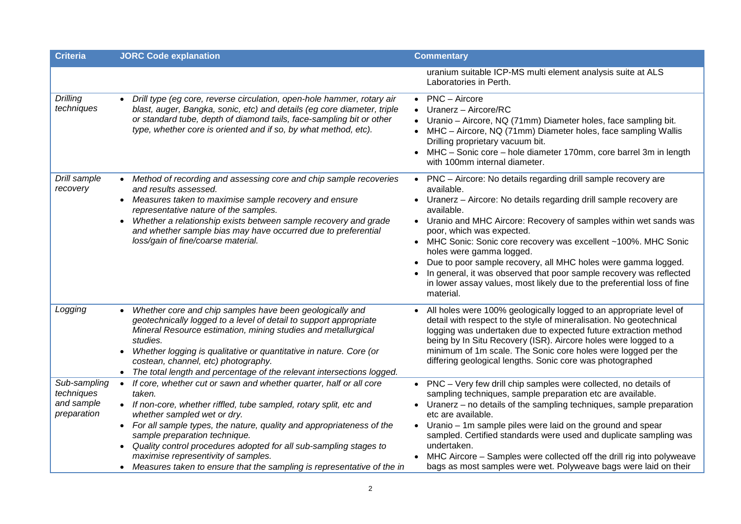| Criteria | JORC Code explanation | Commentary |
|---|---|---|
| | | uranium suitable ICP-MS multi element analysis suite at ALS Laboratories in Perth. |
| *Drilling techniques* | • *Drill type (eg core, reverse circulation, open-hole hammer, rotary air blast, auger, Bangka, sonic, etc) and details (eg core diameter, triple or standard tube, depth of diamond tails, face-sampling bit or other type, whether core is oriented and if so, by what method, etc).* | • PNC – Aircore<br>• Uranerz – Aircore/RC<br>• Uranio – Aircore, NQ (71mm) Diameter holes, face sampling bit.<br>• MHC – Aircore, NQ (71mm) Diameter holes, face sampling Wallis Drilling proprietary vacuum bit.<br>• MHC – Sonic core – hole diameter 170mm, core barrel 3m in length with 100mm internal diameter. |
| *Drill sample recovery* | • *Method of recording and assessing core and chip sample recoveries and results assessed.*<br>• *Measures taken to maximise sample recovery and ensure representative nature of the samples.*<br>• *Whether a relationship exists between sample recovery and grade and whether sample bias may have occurred due to preferential loss/gain of fine/coarse material.* | • PNC – Aircore: No details regarding drill sample recovery are available.<br>• Uranerz – Aircore: No details regarding drill sample recovery are available.<br>• Uranio and MHC Aircore: Recovery of samples within wet sands was poor, which was expected.<br>• MHC Sonic: Sonic core recovery was excellent ~100%. MHC Sonic holes were gamma logged.<br>• Due to poor sample recovery, all MHC holes were gamma logged.<br>• In general, it was observed that poor sample recovery was reflected in lower assay values, most likely due to the preferential loss of fine material. |
| *Logging* | • *Whether core and chip samples have been geologically and geotechnically logged to a level of detail to support appropriate Mineral Resource estimation, mining studies and metallurgical studies.*<br>• *Whether logging is qualitative or quantitative in nature. Core (or costean, channel, etc) photography.*<br>• *The total length and percentage of the relevant intersections logged.* | • All holes were 100% geologically logged to an appropriate level of detail with respect to the style of mineralisation. No geotechnical logging was undertaken due to expected future extraction method being by In Situ Recovery (ISR). Aircore holes were logged to a minimum of 1m scale. The Sonic core holes were logged per the differing geological lengths. Sonic core was photographed |
| *Sub-sampling techniques and sample preparation* | • *If core, whether cut or sawn and whether quarter, half or all core taken.*<br>• *If non-core, whether riffled, tube sampled, rotary split, etc and whether sampled wet or dry.*<br>• *For all sample types, the nature, quality and appropriateness of the sample preparation technique.*<br>• *Quality control procedures adopted for all sub-sampling stages to maximise representivity of samples.*<br>• *Measures taken to ensure that the sampling is representative of the in* | • PNC – Very few drill chip samples were collected, no details of sampling techniques, sample preparation etc are available.<br>• Uranerz – no details of the sampling techniques, sample preparation etc are available.<br>• Uranio – 1m sample piles were laid on the ground and spear sampled. Certified standards were used and duplicate sampling was undertaken.<br>• MHC Aircore – Samples were collected off the drill rig into polyweave bags as most samples were wet. Polyweave bags were laid on their |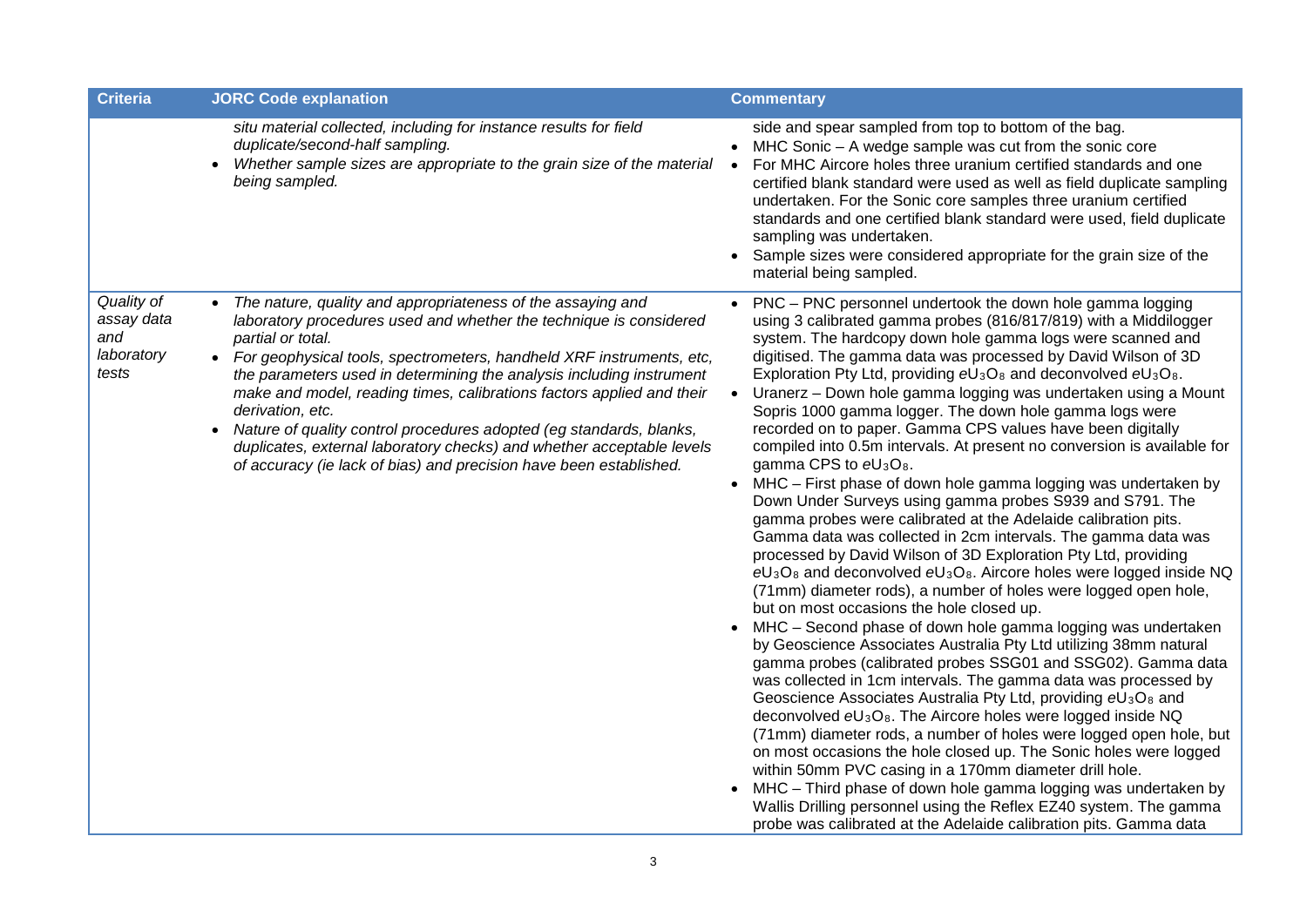| Criteria | JORC Code explanation | Commentary |
|---|---|---|
| | *situ material collected, including for instance results for field duplicate/second-half sampling.* <br>• *Whether sample sizes are appropriate to the grain size of the material being sampled.* | side and spear sampled from top to bottom of the bag. <br>• MHC Sonic – A wedge sample was cut from the sonic core <br>• For MHC Aircore holes three uranium certified standards and one certified blank standard were used as well as field duplicate sampling undertaken. For the Sonic core samples three uranium certified standards and one certified blank standard were used, field duplicate sampling was undertaken. <br>• Sample sizes were considered appropriate for the grain size of the material being sampled. |
| *Quality of assay data and laboratory tests* | • *The nature, quality and appropriateness of the assaying and laboratory procedures used and whether the technique is considered partial or total.* <br>• *For geophysical tools, spectrometers, handheld XRF instruments, etc, the parameters used in determining the analysis including instrument make and model, reading times, calibrations factors applied and their derivation, etc.* <br>• *Nature of quality control procedures adopted (eg standards, blanks, duplicates, external laboratory checks) and whether acceptable levels of accuracy (ie lack of bias) and precision have been established.* | • PNC – PNC personnel undertook the down hole gamma logging using 3 calibrated gamma probes (816/817/819) with a Middilogger system. The hardcopy down hole gamma logs were scanned and digitised. The gamma data was processed by David Wilson of 3D Exploration Pty Ltd, providing $eU_3O_8$ and deconvolved $eU_3O_8$. <br>• Uranerz – Down hole gamma logging was undertaken using a Mount Sopris 1000 gamma logger. The down hole gamma logs were recorded on to paper. Gamma CPS values have been digitally compiled into 0.5m intervals. At present no conversion is available for gamma CPS to $eU_3O_8$. <br>• MHC – First phase of down hole gamma logging was undertaken by Down Under Surveys using gamma probes S939 and S791. The gamma probes were calibrated at the Adelaide calibration pits. Gamma data was collected in 2cm intervals. The gamma data was processed by David Wilson of 3D Exploration Pty Ltd, providing $eU_3O_8$ and deconvolved $eU_3O_8$. Aircore holes were logged inside NQ (71mm) diameter rods, a number of holes were logged open hole, but on most occasions the hole closed up. <br>• MHC – Second phase of down hole gamma logging was undertaken by Geoscience Associates Australia Pty Ltd utilizing 38mm natural gamma probes (calibrated probes SSG01 and SSG02). Gamma data was collected in 1cm intervals. The gamma data was processed by Geoscience Associates Australia Pty Ltd, providing $eU_3O_8$ and deconvolved $eU_3O_8$. The Aircore holes were logged inside NQ (71mm) diameter rods, a number of holes were logged open hole, but on most occasions the hole closed up. The Sonic holes were logged within 50mm PVC casing in a 170mm diameter drill hole. <br>• MHC – Third phase of down hole gamma logging was undertaken by Wallis Drilling personnel using the Reflex EZ40 system. The gamma probe was calibrated at the Adelaide calibration pits. Gamma data |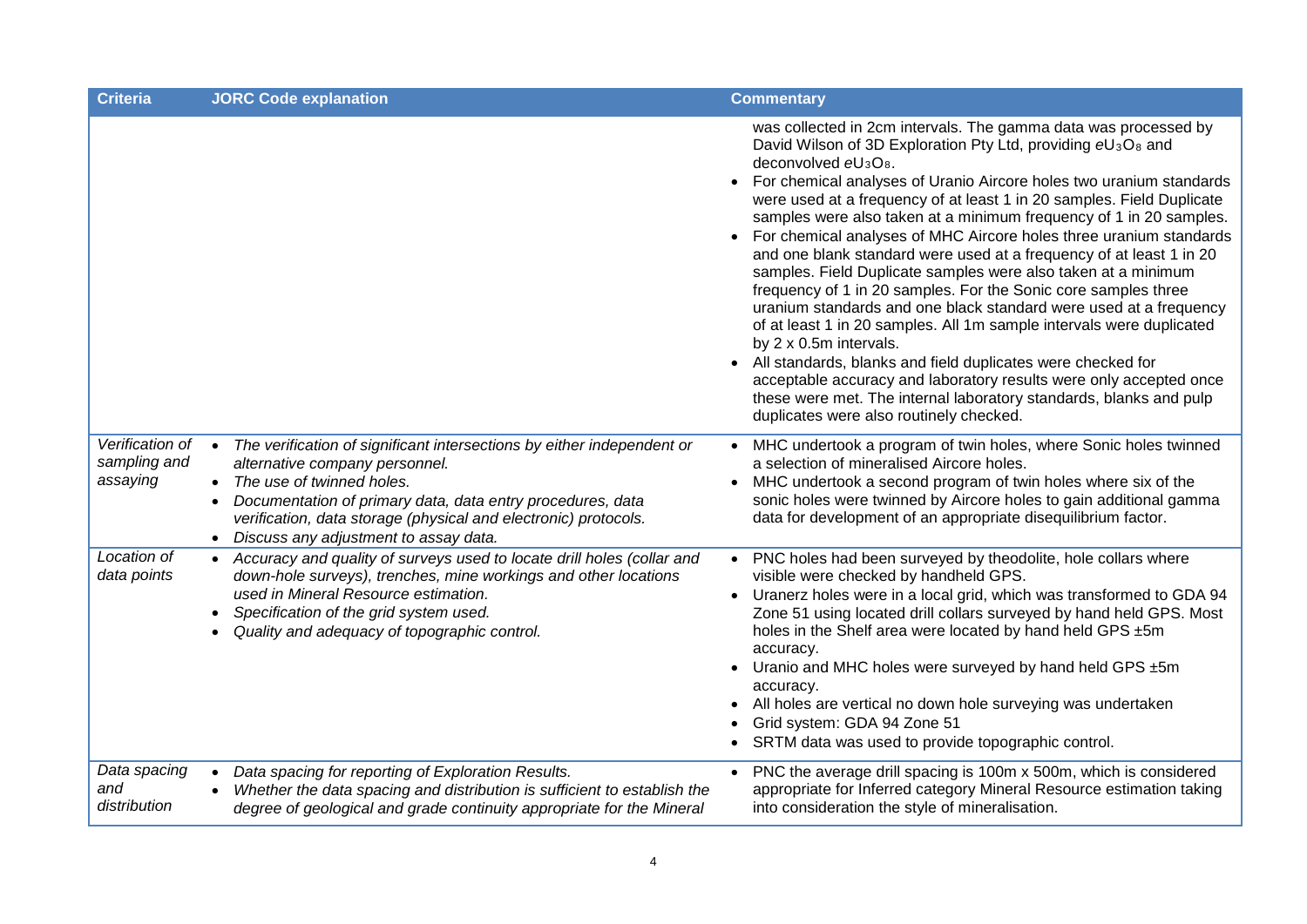| Criteria | JORC Code explanation | Commentary |
|---|---|---|
| | | was collected in 2cm intervals. The gamma data was processed by David Wilson of 3D Exploration Pty Ltd, providing $eU_3O_8$ and deconvolved $eU_3O_8$.<br>• For chemical analyses of Uranio Aircore holes two uranium standards were used at a frequency of at least 1 in 20 samples. Field Duplicate samples were also taken at a minimum frequency of 1 in 20 samples.<br>• For chemical analyses of MHC Aircore holes three uranium standards and one blank standard were used at a frequency of at least 1 in 20 samples. Field Duplicate samples were also taken at a minimum frequency of 1 in 20 samples. For the Sonic core samples three uranium standards and one black standard were used at a frequency of at least 1 in 20 samples. All 1m sample intervals were duplicated by 2 x 0.5m intervals.<br>• All standards, blanks and field duplicates were checked for acceptable accuracy and laboratory results were only accepted once these were met. The internal laboratory standards, blanks and pulp duplicates were also routinely checked. |
| *Verification of sampling and assaying* | • *The verification of significant intersections by either independent or alternative company personnel.*<br>• *The use of twinned holes.*<br>• *Documentation of primary data, data entry procedures, data verification, data storage (physical and electronic) protocols.*<br>• *Discuss any adjustment to assay data.* | • MHC undertook a program of twin holes, where Sonic holes twinned a selection of mineralised Aircore holes.<br>• MHC undertook a second program of twin holes where six of the sonic holes were twinned by Aircore holes to gain additional gamma data for development of an appropriate disequilibrium factor. |
| *Location of data points* | • *Accuracy and quality of surveys used to locate drill holes (collar and down-hole surveys), trenches, mine workings and other locations used in Mineral Resource estimation.*<br>• *Specification of the grid system used.*<br>• *Quality and adequacy of topographic control.* | • PNC holes had been surveyed by theodolite, hole collars where visible were checked by handheld GPS.<br>• Uranerz holes were in a local grid, which was transformed to GDA 94 Zone 51 using located drill collars surveyed by hand held GPS. Most holes in the Shelf area were located by hand held GPS ±5m accuracy.<br>• Uranio and MHC holes were surveyed by hand held GPS ±5m accuracy.<br>• All holes are vertical no down hole surveying was undertaken<br>• Grid system: GDA 94 Zone 51<br>• SRTM data was used to provide topographic control. |
| *Data spacing and distribution* | • *Data spacing for reporting of Exploration Results.*<br>• *Whether the data spacing and distribution is sufficient to establish the degree of geological and grade continuity appropriate for the Mineral* | • PNC the average drill spacing is 100m x 500m, which is considered appropriate for Inferred category Mineral Resource estimation taking into consideration the style of mineralisation. |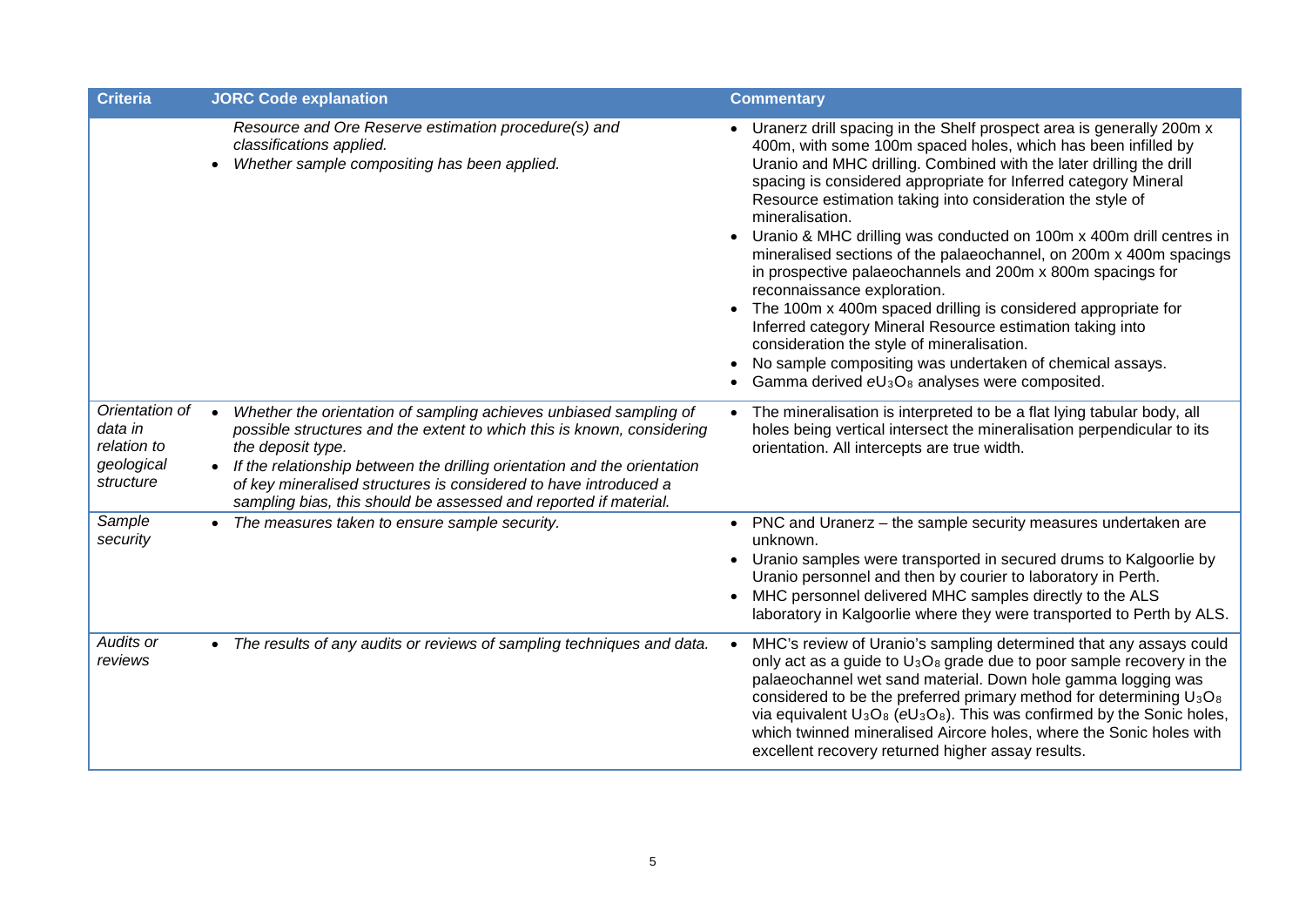| Criteria | JORC Code explanation | Commentary |
|---|---|---|
| | *Resource and Ore Reserve estimation procedure(s) and classifications applied.*<br>• *Whether sample compositing has been applied.* | • Uranerz drill spacing in the Shelf prospect area is generally 200m x 400m, with some 100m spaced holes, which has been infilled by Uranio and MHC drilling. Combined with the later drilling the drill spacing is considered appropriate for Inferred category Mineral Resource estimation taking into consideration the style of mineralisation.<br>• Uranio & MHC drilling was conducted on 100m x 400m drill centres in mineralised sections of the palaeochannel, on 200m x 400m spacings in prospective palaeochannels and 200m x 800m spacings for reconnaissance exploration.<br>• The 100m x 400m spaced drilling is considered appropriate for Inferred category Mineral Resource estimation taking into consideration the style of mineralisation.<br>• No sample compositing was undertaken of chemical assays.<br>• Gamma derived $eU_3O_8$ analyses were composited. |
| *Orientation of data in relation to geological structure* | • *Whether the orientation of sampling achieves unbiased sampling of possible structures and the extent to which this is known, considering the deposit type.*<br>• *If the relationship between the drilling orientation and the orientation of key mineralised structures is considered to have introduced a sampling bias, this should be assessed and reported if material.* | • The mineralisation is interpreted to be a flat lying tabular body, all holes being vertical intersect the mineralisation perpendicular to its orientation. All intercepts are true width. |
| *Sample security* | • *The measures taken to ensure sample security.* | • PNC and Uranerz – the sample security measures undertaken are unknown.<br>• Uranio samples were transported in secured drums to Kalgoorlie by Uranio personnel and then by courier to laboratory in Perth.<br>• MHC personnel delivered MHC samples directly to the ALS laboratory in Kalgoorlie where they were transported to Perth by ALS. |
| *Audits or reviews* | • *The results of any audits or reviews of sampling techniques and data.* | • MHC's review of Uranio's sampling determined that any assays could only act as a guide to $U_3O_8$ grade due to poor sample recovery in the palaeochannel wet sand material. Down hole gamma logging was considered to be the preferred primary method for determining $U_3O_8$ via equivalent $U_3O_8$ ($eU_3O_8$). This was confirmed by the Sonic holes, which twinned mineralised Aircore holes, where the Sonic holes with excellent recovery returned higher assay results. |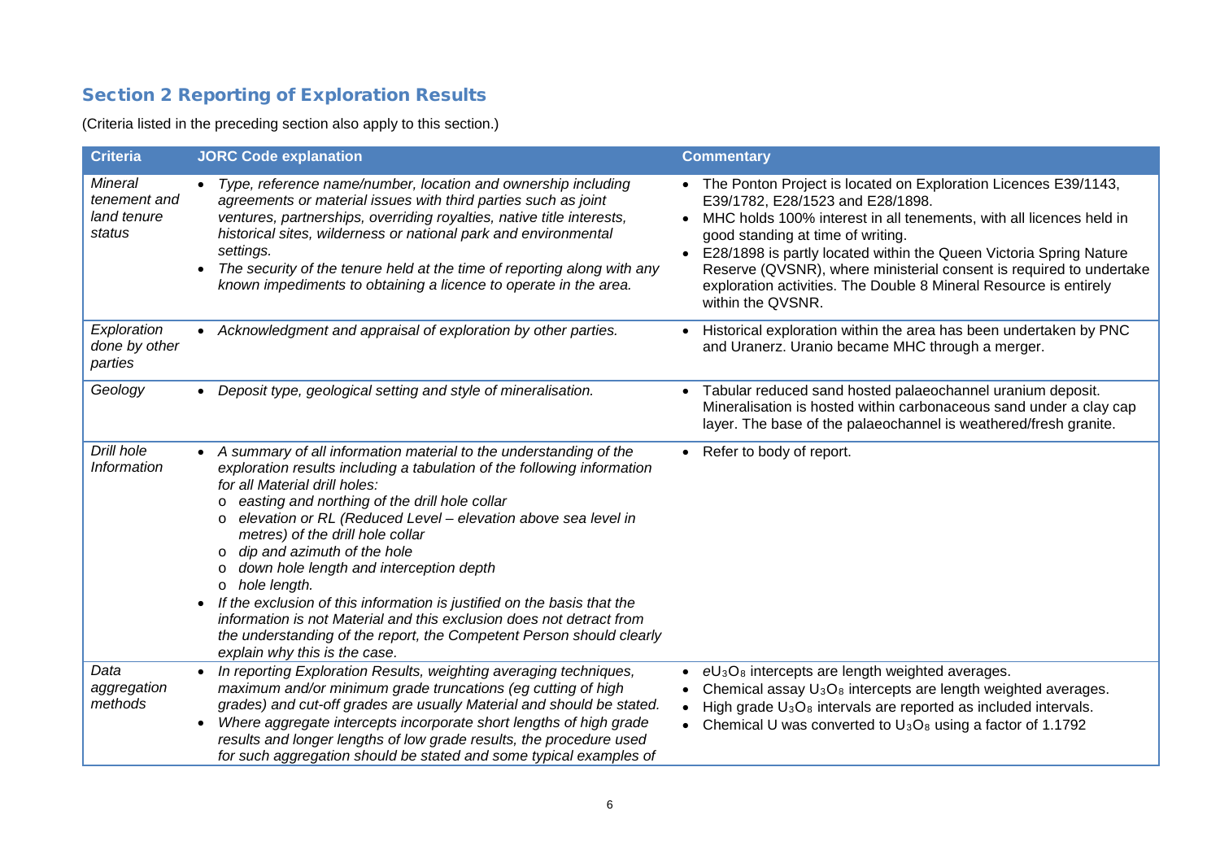## Section 2 Reporting of Exploration Results

(Criteria listed in the preceding section also apply to this section.)

| Criteria | JORC Code explanation | Commentary |
|---|---|---|
| *Mineral tenement and land tenure status* | • *Type, reference name/number, location and ownership including agreements or material issues with third parties such as joint ventures, partnerships, overriding royalties, native title interests, historical sites, wilderness or national park and environmental settings.*<br>• *The security of the tenure held at the time of reporting along with any known impediments to obtaining a licence to operate in the area.* | • The Ponton Project is located on Exploration Licences E39/1143, E39/1782, E28/1523 and E28/1898.<br>• MHC holds 100% interest in all tenements, with all licences held in good standing at time of writing.<br>• E28/1898 is partly located within the Queen Victoria Spring Nature Reserve (QVSNR), where ministerial consent is required to undertake exploration activities. The Double 8 Mineral Resource is entirely within the QVSNR. |
| *Exploration done by other parties* | • *Acknowledgment and appraisal of exploration by other parties.* | • Historical exploration within the area has been undertaken by PNC and Uranerz. Uranio became MHC through a merger. |
| *Geology* | • *Deposit type, geological setting and style of mineralisation.* | • Tabular reduced sand hosted palaeochannel uranium deposit. Mineralisation is hosted within carbonaceous sand under a clay cap layer. The base of the palaeochannel is weathered/fresh granite. |
| *Drill hole Information* | • *A summary of all information material to the understanding of the exploration results including a tabulation of the following information for all Material drill holes:*<br>&nbsp;&nbsp;o *easting and northing of the drill hole collar*<br>&nbsp;&nbsp;o *elevation or RL (Reduced Level – elevation above sea level in metres) of the drill hole collar*<br>&nbsp;&nbsp;o *dip and azimuth of the hole*<br>&nbsp;&nbsp;o *down hole length and interception depth*<br>&nbsp;&nbsp;o *hole length.*<br>• *If the exclusion of this information is justified on the basis that the information is not Material and this exclusion does not detract from the understanding of the report, the Competent Person should clearly explain why this is the case.* | • Refer to body of report. |
| *Data aggregation methods* | • *In reporting Exploration Results, weighting averaging techniques, maximum and/or minimum grade truncations (eg cutting of high grades) and cut-off grades are usually Material and should be stated.*<br>• *Where aggregate intercepts incorporate short lengths of high grade results and longer lengths of low grade results, the procedure used for such aggregation should be stated and some typical examples of* | • $eU_3O_8$ intercepts are length weighted averages.<br>• Chemical assay $U_3O_8$ intercepts are length weighted averages.<br>• High grade $U_3O_8$ intervals are reported as included intervals.<br>• Chemical U was converted to $U_3O_8$ using a factor of 1.1792 |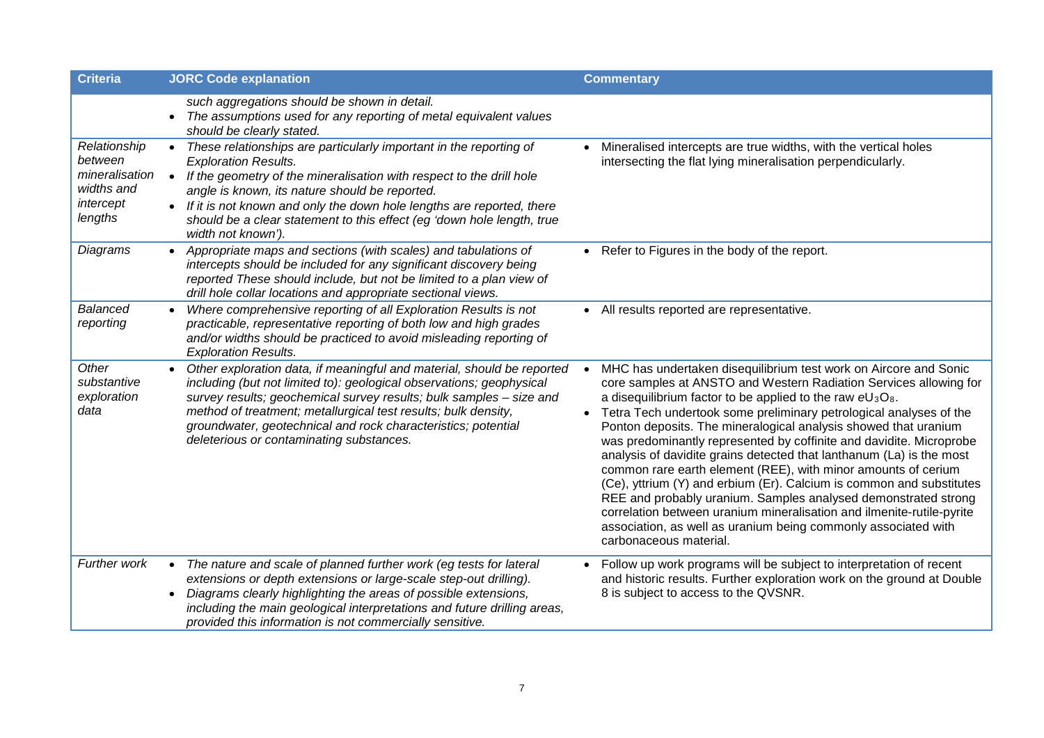| Criteria | JORC Code explanation | Commentary |
|---|---|---|
| | *such aggregations should be shown in detail.*<br>• *The assumptions used for any reporting of metal equivalent values should be clearly stated.* | |
| *Relationship between mineralisation widths and intercept lengths* | • *These relationships are particularly important in the reporting of Exploration Results.*<br>• *If the geometry of the mineralisation with respect to the drill hole angle is known, its nature should be reported.*<br>• *If it is not known and only the down hole lengths are reported, there should be a clear statement to this effect (eg 'down hole length, true width not known').* | • Mineralised intercepts are true widths, with the vertical holes intersecting the flat lying mineralisation perpendicularly. |
| *Diagrams* | • *Appropriate maps and sections (with scales) and tabulations of intercepts should be included for any significant discovery being reported These should include, but not be limited to a plan view of drill hole collar locations and appropriate sectional views.* | • Refer to Figures in the body of the report. |
| *Balanced reporting* | • *Where comprehensive reporting of all Exploration Results is not practicable, representative reporting of both low and high grades and/or widths should be practiced to avoid misleading reporting of Exploration Results.* | • All results reported are representative. |
| *Other substantive exploration data* | • *Other exploration data, if meaningful and material, should be reported including (but not limited to): geological observations; geophysical survey results; geochemical survey results; bulk samples – size and method of treatment; metallurgical test results; bulk density, groundwater, geotechnical and rock characteristics; potential deleterious or contaminating substances.* | • MHC has undertaken disequilibrium test work on Aircore and Sonic core samples at ANSTO and Western Radiation Services allowing for a disequilibrium factor to be applied to the raw $eU_3O_8$.<br>• Tetra Tech undertook some preliminary petrological analyses of the Ponton deposits. The mineralogical analysis showed that uranium was predominantly represented by coffinite and davidite. Microprobe analysis of davidite grains detected that lanthanum (La) is the most common rare earth element (REE), with minor amounts of cerium (Ce), yttrium (Y) and erbium (Er). Calcium is common and substitutes REE and probably uranium. Samples analysed demonstrated strong correlation between uranium mineralisation and ilmenite-rutile-pyrite association, as well as uranium being commonly associated with carbonaceous material. |
| *Further work* | • *The nature and scale of planned further work (eg tests for lateral extensions or depth extensions or large-scale step-out drilling).*<br>• *Diagrams clearly highlighting the areas of possible extensions, including the main geological interpretations and future drilling areas, provided this information is not commercially sensitive.* | • Follow up work programs will be subject to interpretation of recent and historic results. Further exploration work on the ground at Double 8 is subject to access to the QVSNR. |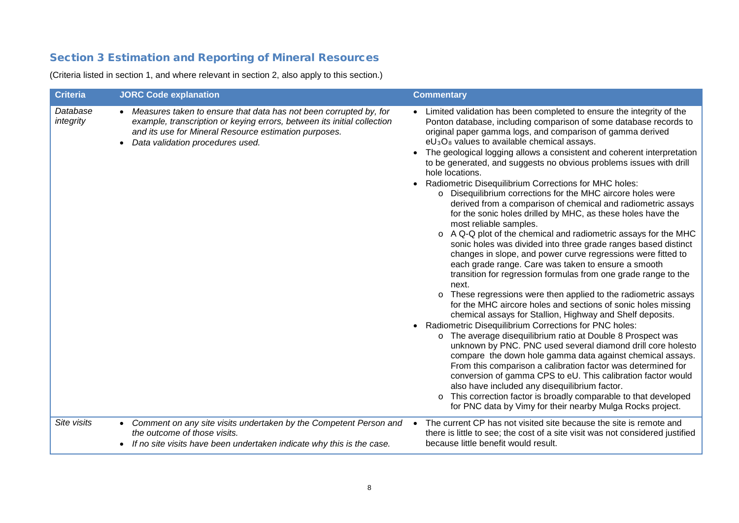## Section 3 Estimation and Reporting of Mineral Resources

(Criteria listed in section 1, and where relevant in section 2, also apply to this section.)

| Criteria | JORC Code explanation | Commentary |
|---|---|---|
| *Database integrity* | • *Measures taken to ensure that data has not been corrupted by, for example, transcription or keying errors, between its initial collection and its use for Mineral Resource estimation purposes.*<br>• *Data validation procedures used.* | • Limited validation has been completed to ensure the integrity of the Ponton database, including comparison of some database records to original paper gamma logs, and comparison of gamma derived $eU_3O_8$ values to available chemical assays.<br>• The geological logging allows a consistent and coherent interpretation to be generated, and suggests no obvious problems issues with drill hole locations.<br>• Radiometric Disequilibrium Corrections for MHC holes:<br>  ○ Disequilibrium corrections for the MHC aircore holes were derived from a comparison of chemical and radiometric assays for the sonic holes drilled by MHC, as these holes have the most reliable samples.<br>  ○ A Q-Q plot of the chemical and radiometric assays for the MHC sonic holes was divided into three grade ranges based distinct changes in slope, and power curve regressions were fitted to each grade range. Care was taken to ensure a smooth transition for regression formulas from one grade range to the next.<br>  ○ These regressions were then applied to the radiometric assays for the MHC aircore holes and sections of sonic holes missing chemical assays for Stallion, Highway and Shelf deposits.<br>• Radiometric Disequilibrium Corrections for PNC holes:<br>  ○ The average disequilibrium ratio at Double 8 Prospect was unknown by PNC. PNC used several diamond drill core holesto compare the down hole gamma data against chemical assays. From this comparison a calibration factor was determined for conversion of gamma CPS to eU. This calibration factor would also have included any disequilibrium factor.<br>  ○ This correction factor is broadly comparable to that developed for PNC data by Vimy for their nearby Mulga Rocks project. |
| *Site visits* | • *Comment on any site visits undertaken by the Competent Person and the outcome of those visits.*<br>• *If no site visits have been undertaken indicate why this is the case.* | • The current CP has not visited site because the site is remote and there is little to see; the cost of a site visit was not considered justified because little benefit would result. |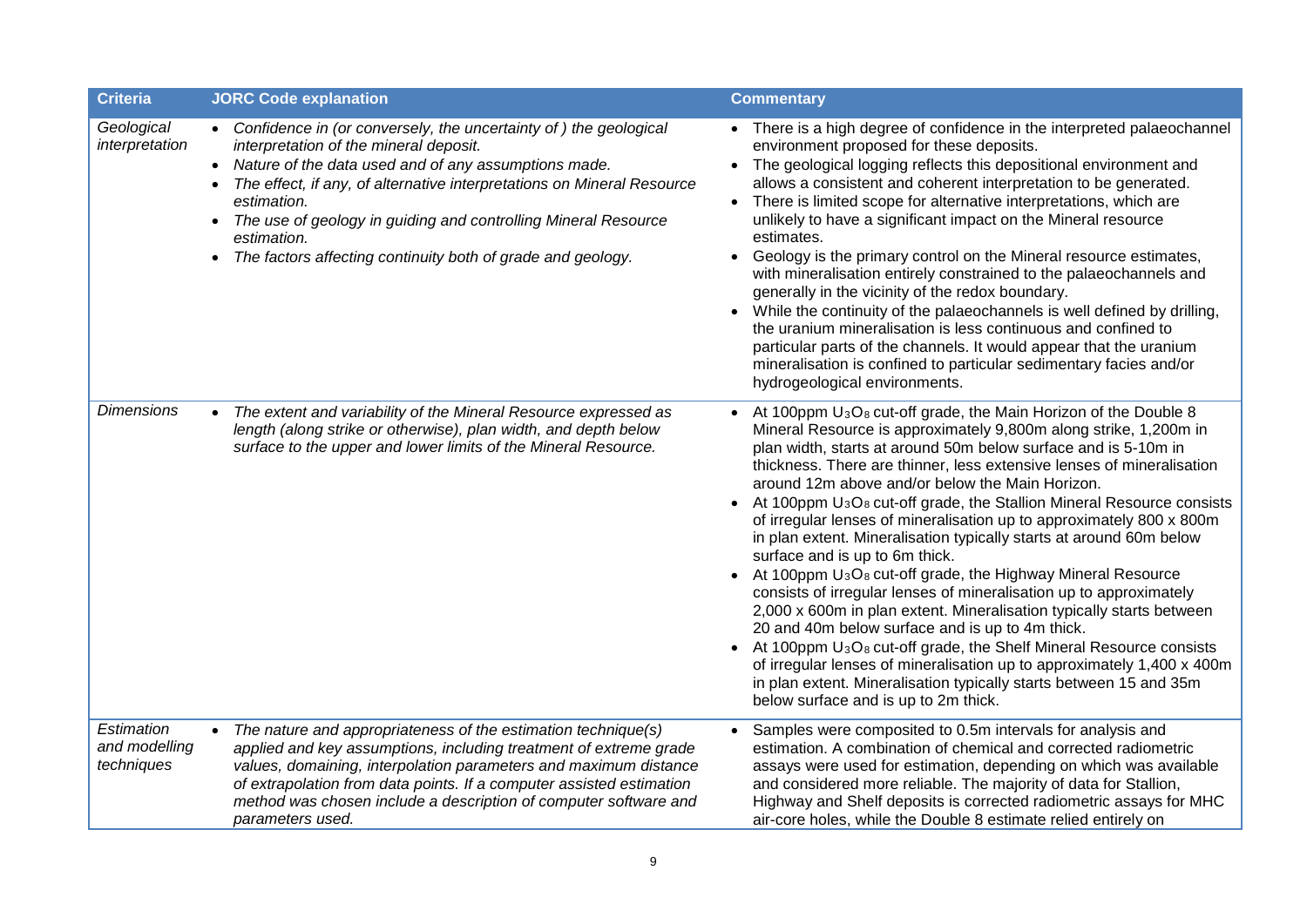| Criteria | JORC Code explanation | Commentary |
| --- | --- | --- |
| *Geological interpretation* | • *Confidence in (or conversely, the uncertainty of ) the geological interpretation of the mineral deposit.*<br>• *Nature of the data used and of any assumptions made.*<br>• *The effect, if any, of alternative interpretations on Mineral Resource estimation.*<br>• *The use of geology in guiding and controlling Mineral Resource estimation.*<br>• *The factors affecting continuity both of grade and geology.* | • There is a high degree of confidence in the interpreted palaeochannel environment proposed for these deposits.<br>• The geological logging reflects this depositional environment and allows a consistent and coherent interpretation to be generated.<br>• There is limited scope for alternative interpretations, which are unlikely to have a significant impact on the Mineral resource estimates.<br>• Geology is the primary control on the Mineral resource estimates, with mineralisation entirely constrained to the palaeochannels and generally in the vicinity of the redox boundary.<br>• While the continuity of the palaeochannels is well defined by drilling, the uranium mineralisation is less continuous and confined to particular parts of the channels. It would appear that the uranium mineralisation is confined to particular sedimentary facies and/or hydrogeological environments. |
| *Dimensions* | • *The extent and variability of the Mineral Resource expressed as length (along strike or otherwise), plan width, and depth below surface to the upper and lower limits of the Mineral Resource.* | • At 100ppm $U_3O_8$ cut-off grade, the Main Horizon of the Double 8 Mineral Resource is approximately 9,800m along strike, 1,200m in plan width, starts at around 50m below surface and is 5-10m in thickness. There are thinner, less extensive lenses of mineralisation around 12m above and/or below the Main Horizon.<br>• At 100ppm $U_3O_8$ cut-off grade, the Stallion Mineral Resource consists of irregular lenses of mineralisation up to approximately 800 x 800m in plan extent. Mineralisation typically starts at around 60m below surface and is up to 6m thick.<br>• At 100ppm $U_3O_8$ cut-off grade, the Highway Mineral Resource consists of irregular lenses of mineralisation up to approximately 2,000 x 600m in plan extent. Mineralisation typically starts between 20 and 40m below surface and is up to 4m thick.<br>• At 100ppm $U_3O_8$ cut-off grade, the Shelf Mineral Resource consists of irregular lenses of mineralisation up to approximately 1,400 x 400m in plan extent. Mineralisation typically starts between 15 and 35m below surface and is up to 2m thick. |
| *Estimation and modelling techniques* | • *The nature and appropriateness of the estimation technique(s) applied and key assumptions, including treatment of extreme grade values, domaining, interpolation parameters and maximum distance of extrapolation from data points. If a computer assisted estimation method was chosen include a description of computer software and parameters used.* | • Samples were composited to 0.5m intervals for analysis and estimation. A combination of chemical and corrected radiometric assays were used for estimation, depending on which was available and considered more reliable. The majority of data for Stallion, Highway and Shelf deposits is corrected radiometric assays for MHC air-core holes, while the Double 8 estimate relied entirely on |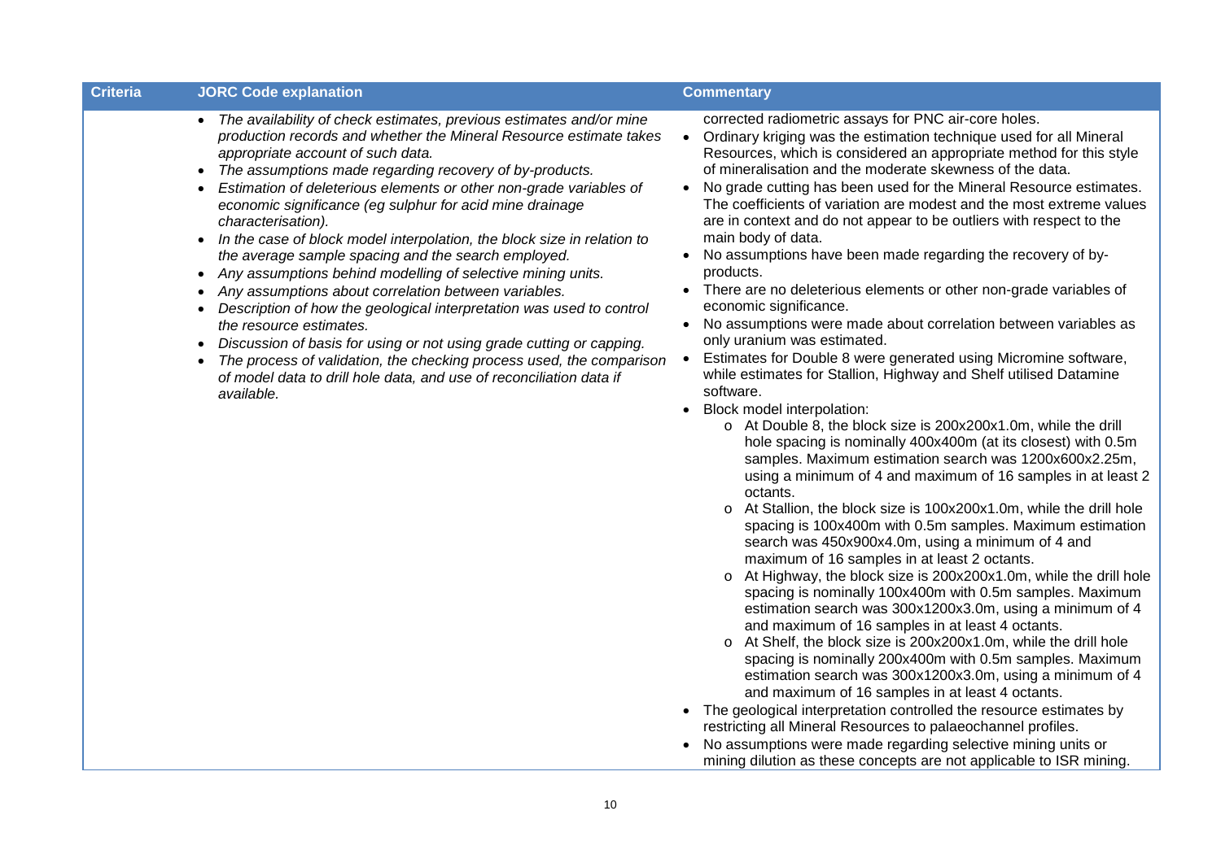| Criteria | JORC Code explanation | Commentary |
| --- | --- | --- |
| | • *The availability of check estimates, previous estimates and/or mine production records and whether the Mineral Resource estimate takes appropriate account of such data.*<br>• *The assumptions made regarding recovery of by-products.*<br>• *Estimation of deleterious elements or other non-grade variables of economic significance (eg sulphur for acid mine drainage characterisation).*<br>• *In the case of block model interpolation, the block size in relation to the average sample spacing and the search employed.*<br>• *Any assumptions behind modelling of selective mining units.*<br>• *Any assumptions about correlation between variables.*<br>• *Description of how the geological interpretation was used to control the resource estimates.*<br>• *Discussion of basis for using or not using grade cutting or capping.*<br>• *The process of validation, the checking process used, the comparison of model data to drill hole data, and use of reconciliation data if available.* | corrected radiometric assays for PNC air-core holes.<br>• Ordinary kriging was the estimation technique used for all Mineral Resources, which is considered an appropriate method for this style of mineralisation and the moderate skewness of the data.<br>• No grade cutting has been used for the Mineral Resource estimates. The coefficients of variation are modest and the most extreme values are in context and do not appear to be outliers with respect to the main body of data.<br>• No assumptions have been made regarding the recovery of by-products.<br>• There are no deleterious elements or other non-grade variables of economic significance.<br>• No assumptions were made about correlation between variables as only uranium was estimated.<br>• Estimates for Double 8 were generated using Micromine software, while estimates for Stallion, Highway and Shelf utilised Datamine software.<br>• Block model interpolation:<br>&nbsp;&nbsp;o At Double 8, the block size is 200x200x1.0m, while the drill hole spacing is nominally 400x400m (at its closest) with 0.5m samples. Maximum estimation search was 1200x600x2.25m, using a minimum of 4 and maximum of 16 samples in at least 2 octants.<br>&nbsp;&nbsp;o At Stallion, the block size is 100x200x1.0m, while the drill hole spacing is 100x400m with 0.5m samples. Maximum estimation search was 450x900x4.0m, using a minimum of 4 and maximum of 16 samples in at least 2 octants.<br>&nbsp;&nbsp;o At Highway, the block size is 200x200x1.0m, while the drill hole spacing is nominally 100x400m with 0.5m samples. Maximum estimation search was 300x1200x3.0m, using a minimum of 4 and maximum of 16 samples in at least 4 octants.<br>&nbsp;&nbsp;o At Shelf, the block size is 200x200x1.0m, while the drill hole spacing is nominally 200x400m with 0.5m samples. Maximum estimation search was 300x1200x3.0m, using a minimum of 4 and maximum of 16 samples in at least 4 octants.<br>• The geological interpretation controlled the resource estimates by restricting all Mineral Resources to palaeochannel profiles.<br>• No assumptions were made regarding selective mining units or mining dilution as these concepts are not applicable to ISR mining. |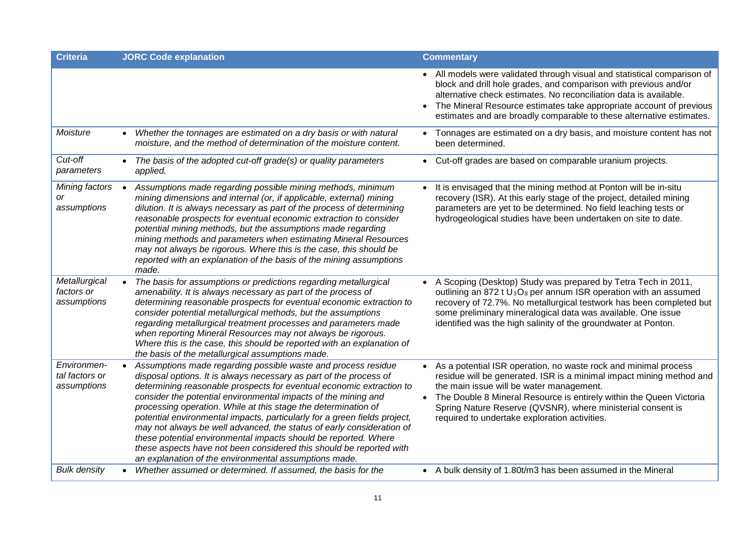| Criteria | JORC Code explanation | Commentary |
|---|---|---|
| | | • All models were validated through visual and statistical comparison of block and drill hole grades, and comparison with previous and/or alternative check estimates. No reconciliation data is available.<br>• The Mineral Resource estimates take appropriate account of previous estimates and are broadly comparable to these alternative estimates. |
| *Moisture* | • *Whether the tonnages are estimated on a dry basis or with natural moisture, and the method of determination of the moisture content.* | • Tonnages are estimated on a dry basis, and moisture content has not been determined. |
| *Cut-off parameters* | • *The basis of the adopted cut-off grade(s) or quality parameters applied.* | • Cut-off grades are based on comparable uranium projects. |
| *Mining factors or assumptions* | • *Assumptions made regarding possible mining methods, minimum mining dimensions and internal (or, if applicable, external) mining dilution. It is always necessary as part of the process of determining reasonable prospects for eventual economic extraction to consider potential mining methods, but the assumptions made regarding mining methods and parameters when estimating Mineral Resources may not always be rigorous. Where this is the case, this should be reported with an explanation of the basis of the mining assumptions made.* | • It is envisaged that the mining method at Ponton will be in-situ recovery (ISR). At this early stage of the project, detailed mining parameters are yet to be determined. No field leaching tests or hydrogeological studies have been undertaken on site to date. |
| *Metallurgical factors or assumptions* | • *The basis for assumptions or predictions regarding metallurgical amenability. It is always necessary as part of the process of determining reasonable prospects for eventual economic extraction to consider potential metallurgical methods, but the assumptions regarding metallurgical treatment processes and parameters made when reporting Mineral Resources may not always be rigorous. Where this is the case, this should be reported with an explanation of the basis of the metallurgical assumptions made.* | • A Scoping (Desktop) Study was prepared by Tetra Tech in 2011, outlining an 872 t $U_3O_8$ per annum ISR operation with an assumed recovery of 72.7%. No metallurgical testwork has been completed but some preliminary mineralogical data was available. One issue identified was the high salinity of the groundwater at Ponton. |
| *Environmental factors or assumptions* | • *Assumptions made regarding possible waste and process residue disposal options. It is always necessary as part of the process of determining reasonable prospects for eventual economic extraction to consider the potential environmental impacts of the mining and processing operation. While at this stage the determination of potential environmental impacts, particularly for a green fields project, may not always be well advanced, the status of early consideration of these potential environmental impacts should be reported. Where these aspects have not been considered this should be reported with an explanation of the environmental assumptions made.* | • As a potential ISR operation, no waste rock and minimal process residue will be generated. ISR is a minimal impact mining method and the main issue will be water management.<br>• The Double 8 Mineral Resource is entirely within the Queen Victoria Spring Nature Reserve (QVSNR), where ministerial consent is required to undertake exploration activities. |
| *Bulk density* | • *Whether assumed or determined. If assumed, the basis for the* | • A bulk density of 1.80t/m3 has been assumed in the Mineral |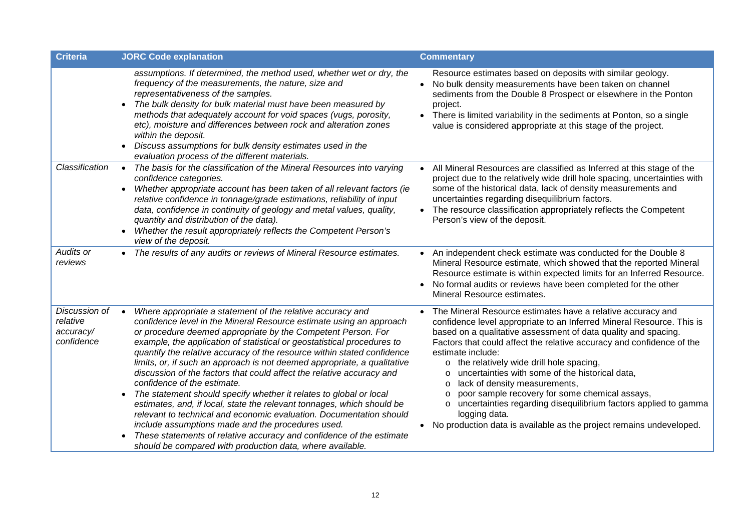| Criteria | JORC Code explanation | Commentary |
|---|---|---|
| | *assumptions. If determined, the method used, whether wet or dry, the frequency of the measurements, the nature, size and representativeness of the samples.*<br>• *The bulk density for bulk material must have been measured by methods that adequately account for void spaces (vugs, porosity, etc), moisture and differences between rock and alteration zones within the deposit.*<br>• *Discuss assumptions for bulk density estimates used in the evaluation process of the different materials.* | Resource estimates based on deposits with similar geology.<br>• No bulk density measurements have been taken on channel sediments from the Double 8 Prospect or elsewhere in the Ponton project.<br>• There is limited variability in the sediments at Ponton, so a single value is considered appropriate at this stage of the project. |
| *Classification* | • *The basis for the classification of the Mineral Resources into varying confidence categories.*<br>• *Whether appropriate account has been taken of all relevant factors (ie relative confidence in tonnage/grade estimations, reliability of input data, confidence in continuity of geology and metal values, quality, quantity and distribution of the data).*<br>• *Whether the result appropriately reflects the Competent Person's view of the deposit.* | • All Mineral Resources are classified as Inferred at this stage of the project due to the relatively wide drill hole spacing, uncertainties with some of the historical data, lack of density measurements and uncertainties regarding disequilibrium factors.<br>• The resource classification appropriately reflects the Competent Person's view of the deposit. |
| *Audits or reviews* | • *The results of any audits or reviews of Mineral Resource estimates.* | • An independent check estimate was conducted for the Double 8 Mineral Resource estimate, which showed that the reported Mineral Resource estimate is within expected limits for an Inferred Resource.<br>• No formal audits or reviews have been completed for the other Mineral Resource estimates. |
| *Discussion of relative accuracy/ confidence* | • *Where appropriate a statement of the relative accuracy and confidence level in the Mineral Resource estimate using an approach or procedure deemed appropriate by the Competent Person. For example, the application of statistical or geostatistical procedures to quantify the relative accuracy of the resource within stated confidence limits, or, if such an approach is not deemed appropriate, a qualitative discussion of the factors that could affect the relative accuracy and confidence of the estimate.*<br>• *The statement should specify whether it relates to global or local estimates, and, if local, state the relevant tonnages, which should be relevant to technical and economic evaluation. Documentation should include assumptions made and the procedures used.*<br>• *These statements of relative accuracy and confidence of the estimate should be compared with production data, where available.* | • The Mineral Resource estimates have a relative accuracy and confidence level appropriate to an Inferred Mineral Resource. This is based on a qualitative assessment of data quality and spacing. Factors that could affect the relative accuracy and confidence of the estimate include:<br>&nbsp;&nbsp;o the relatively wide drill hole spacing,<br>&nbsp;&nbsp;o uncertainties with some of the historical data,<br>&nbsp;&nbsp;o lack of density measurements,<br>&nbsp;&nbsp;o poor sample recovery for some chemical assays,<br>&nbsp;&nbsp;o uncertainties regarding disequilibrium factors applied to gamma logging data.<br>• No production data is available as the project remains undeveloped. |